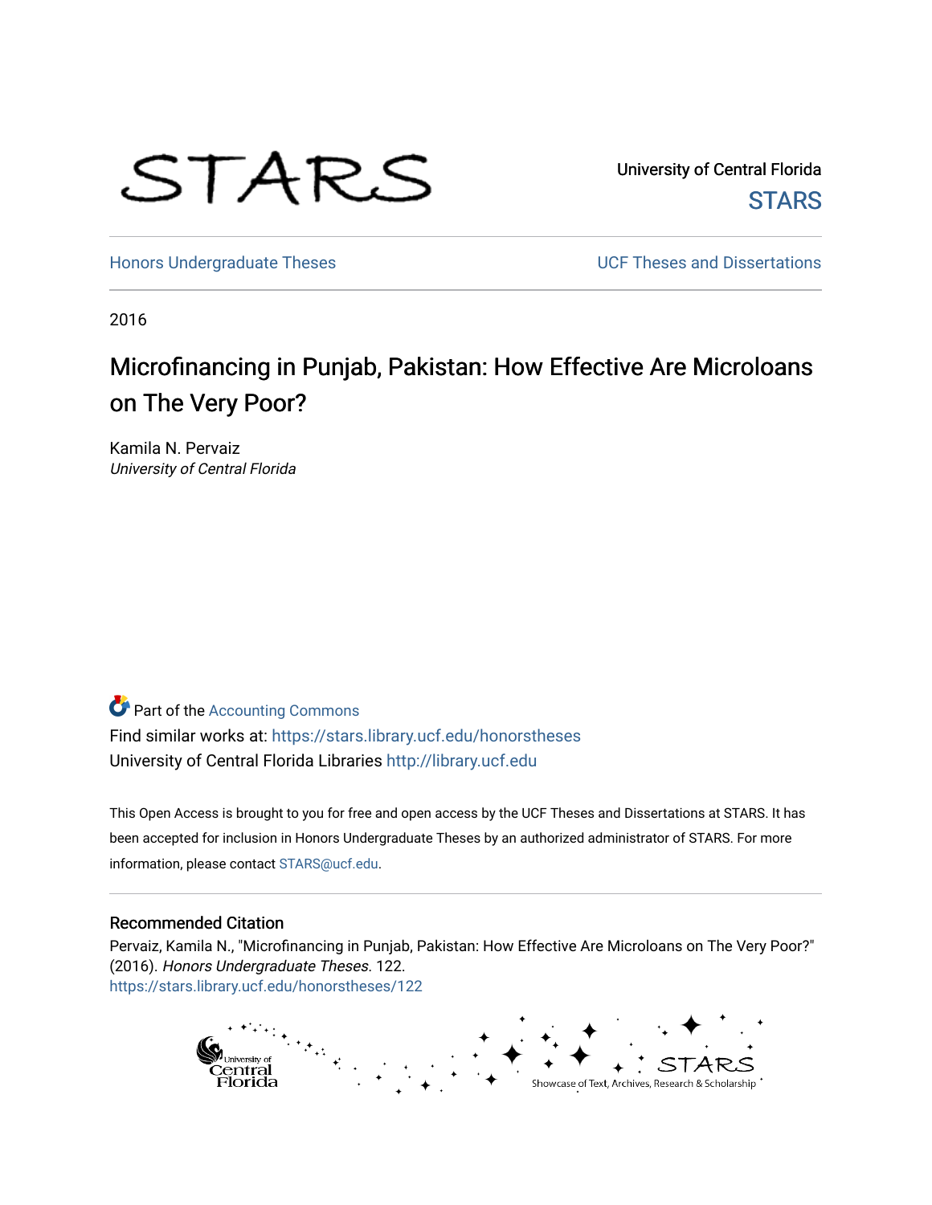STARS

University of Central Florida

STARS

Honors Undergraduate Theses

UCF Theses and Dissertations

2016

# Microfinancing in Punjab, Pakistan: How Effective Are Microloans on The Very Poor?

Kamila N. Pervaiz
*University of Central Florida*

Part of the Accounting Commons

Find similar works at: https://stars.library.ucf.edu/honorstheses

University of Central Florida Libraries http://library.ucf.edu

This Open Access is brought to you for free and open access by the UCF Theses and Dissertations at STARS. It has been accepted for inclusion in Honors Undergraduate Theses by an authorized administrator of STARS. For more information, please contact STARS@ucf.edu.

## Recommended Citation

Pervaiz, Kamila N., "Microfinancing in Punjab, Pakistan: How Effective Are Microloans on The Very Poor?" (2016). *Honors Undergraduate Theses*. 122.
https://stars.library.ucf.edu/honorstheses/122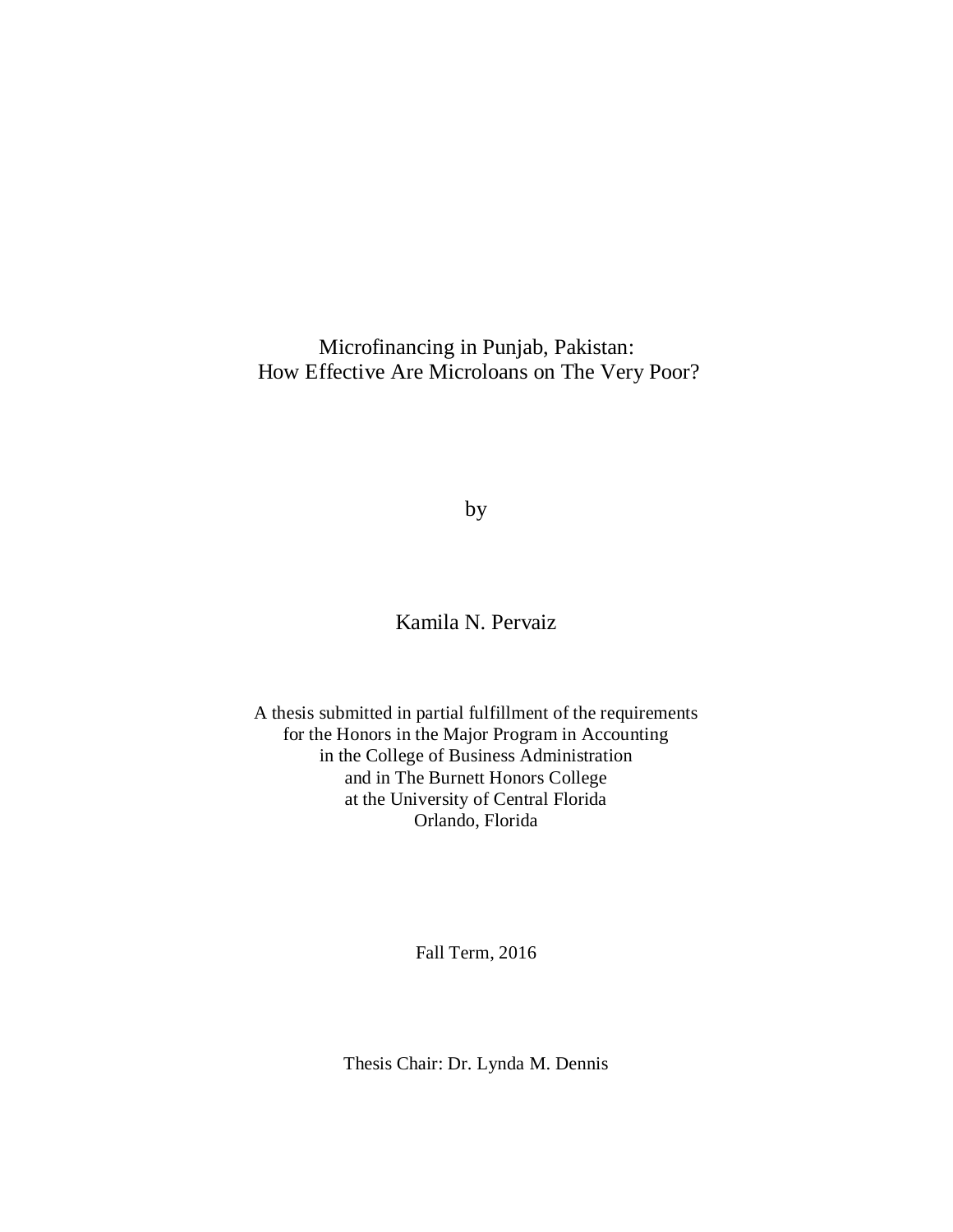# Microfinancing in Punjab, Pakistan: How Effective Are Microloans on The Very Poor?

by

Kamila N. Pervaiz

A thesis submitted in partial fulfillment of the requirements
for the Honors in the Major Program in Accounting
in the College of Business Administration
and in The Burnett Honors College
at the University of Central Florida
Orlando, Florida

Fall Term, 2016

Thesis Chair: Dr. Lynda M. Dennis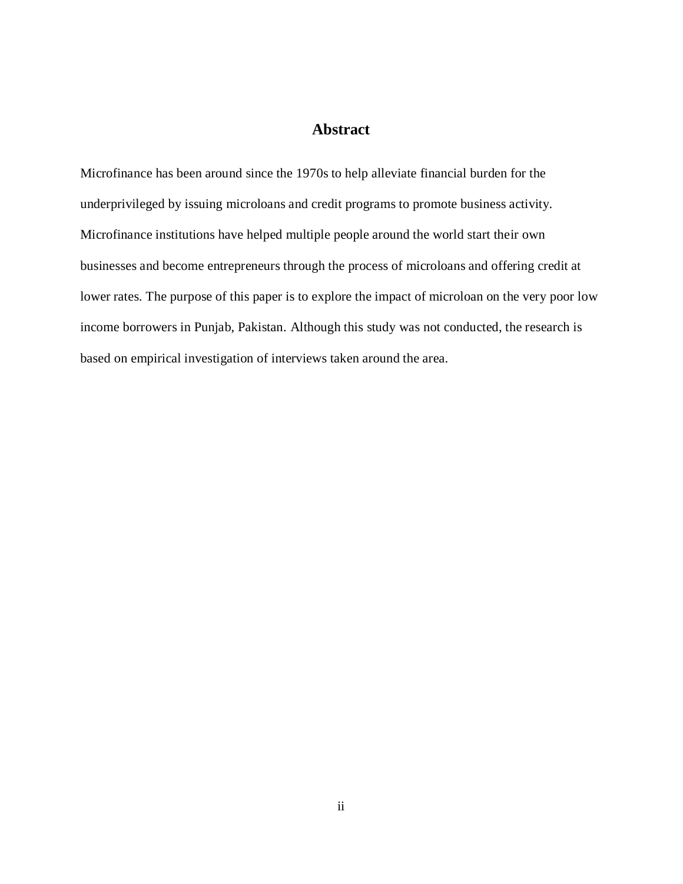# Abstract

Microfinance has been around since the 1970s to help alleviate financial burden for the underprivileged by issuing microloans and credit programs to promote business activity. Microfinance institutions have helped multiple people around the world start their own businesses and become entrepreneurs through the process of microloans and offering credit at lower rates. The purpose of this paper is to explore the impact of microloan on the very poor low income borrowers in Punjab, Pakistan. Although this study was not conducted, the research is based on empirical investigation of interviews taken around the area.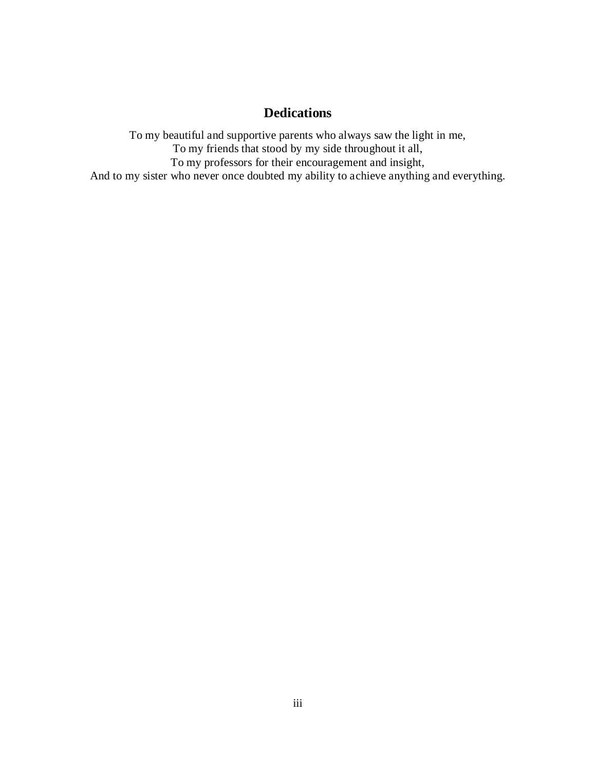# Dedications

To my beautiful and supportive parents who always saw the light in me,
To my friends that stood by my side throughout it all,
To my professors for their encouragement and insight,
And to my sister who never once doubted my ability to achieve anything and everything.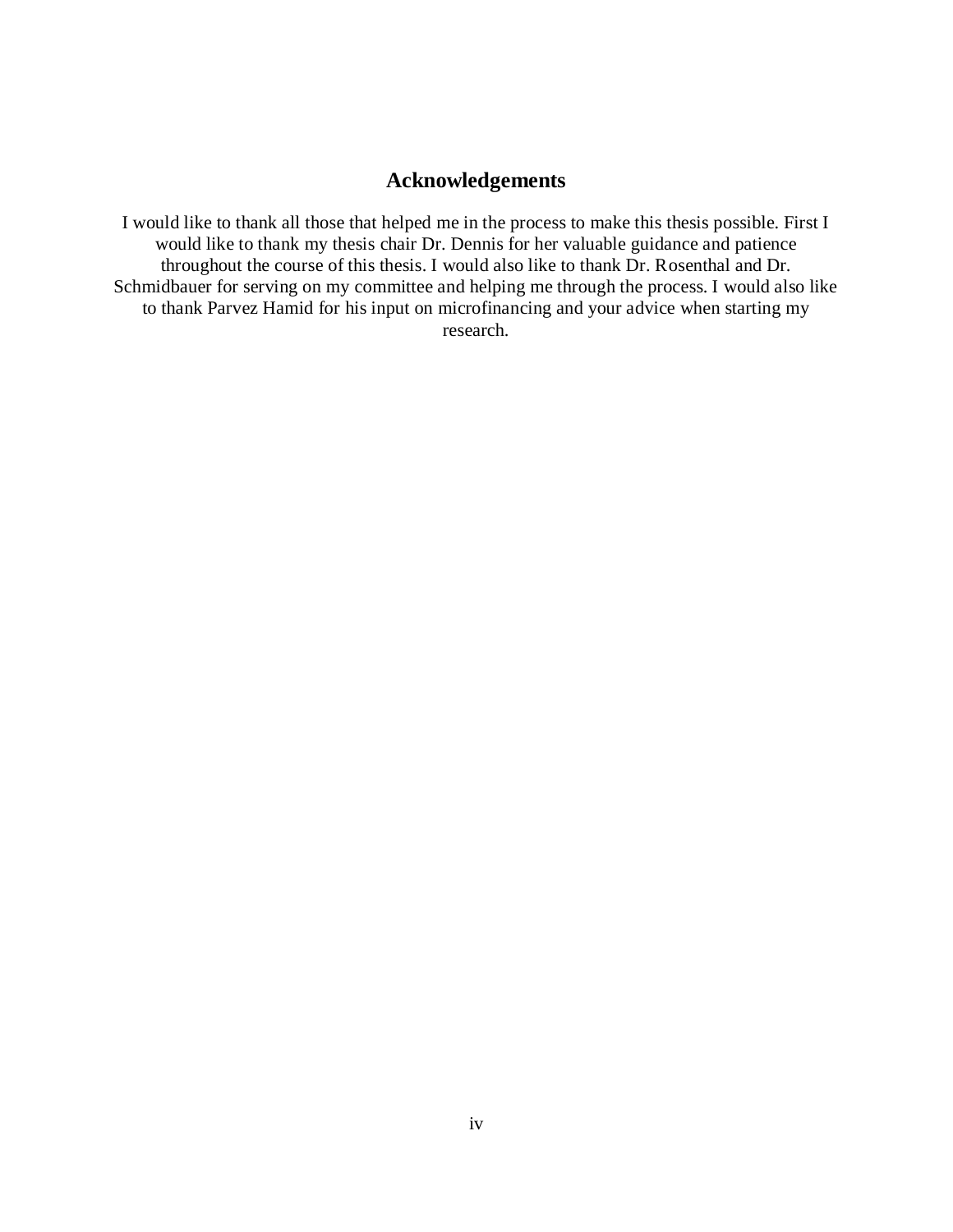## Acknowledgements

I would like to thank all those that helped me in the process to make this thesis possible. First I would like to thank my thesis chair Dr. Dennis for her valuable guidance and patience throughout the course of this thesis. I would also like to thank Dr. Rosenthal and Dr. Schmidbauer for serving on my committee and helping me through the process. I would also like to thank Parvez Hamid for his input on microfinancing and your advice when starting my research.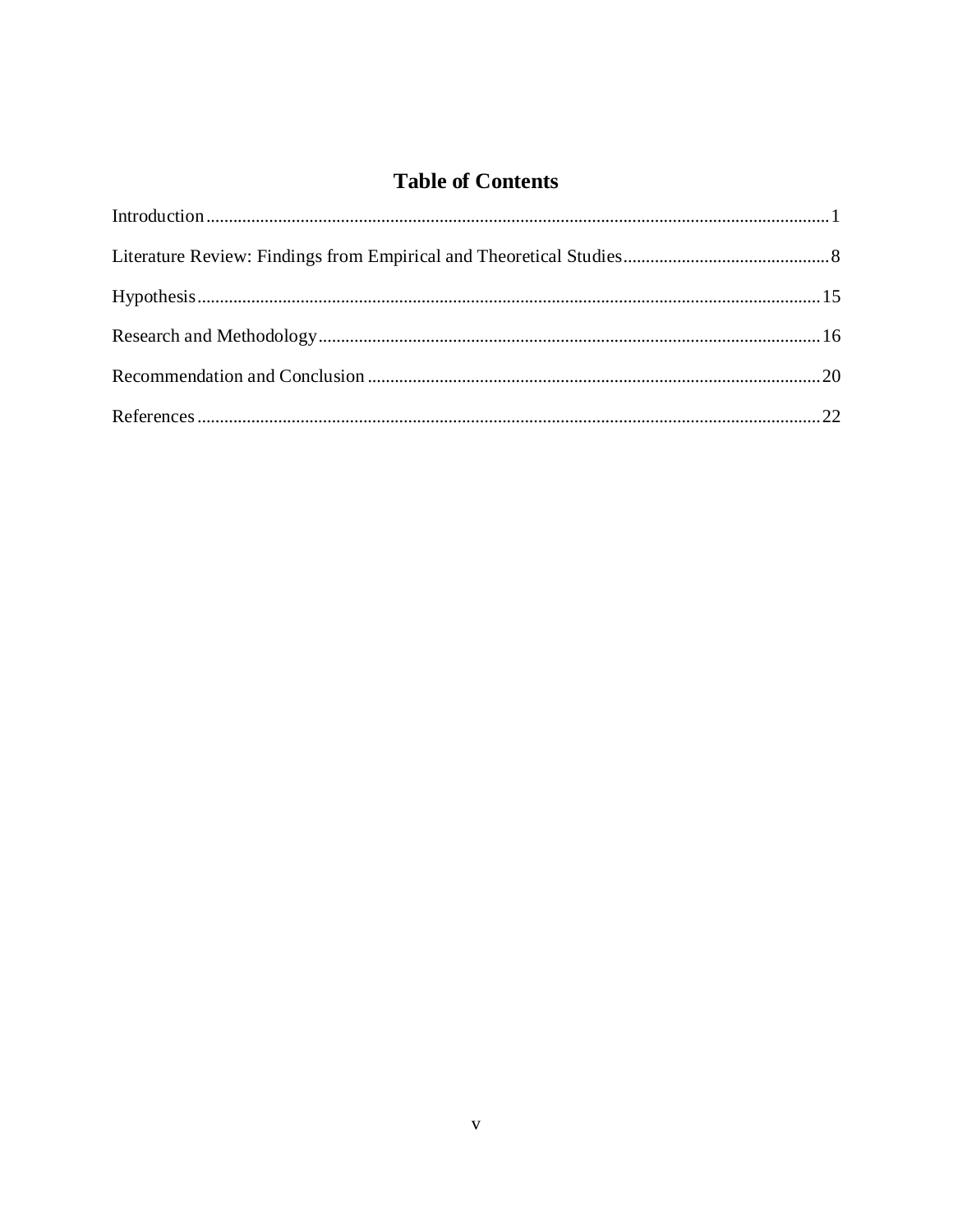# Table of Contents

Introduction .......................................................................................................................................... 1

Literature Review: Findings from Empirical and Theoretical Studies ............................................. 8

Hypothesis .......................................................................................................................................... 15

Research and Methodology ............................................................................................................... 16

Recommendation and Conclusion .................................................................................................... 20

References .......................................................................................................................................... 22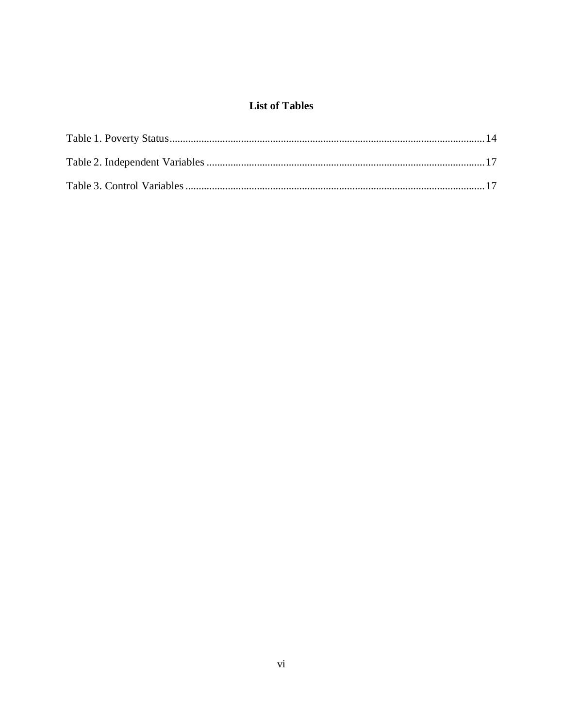# List of Tables

Table 1. Poverty Status ........................................................................................................ 14

Table 2. Independent Variables ........................................................................................... 17

Table 3. Control Variables .................................................................................................. 17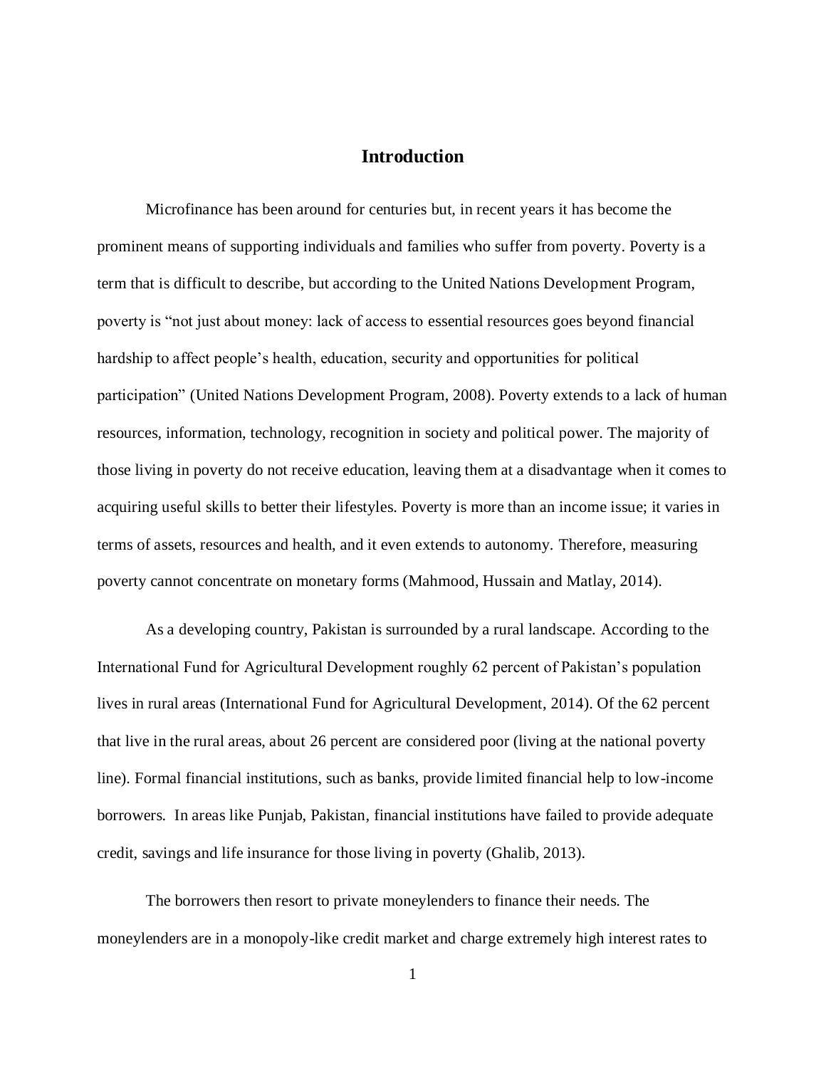# Introduction

Microfinance has been around for centuries but, in recent years it has become the prominent means of supporting individuals and families who suffer from poverty. Poverty is a term that is difficult to describe, but according to the United Nations Development Program, poverty is "not just about money: lack of access to essential resources goes beyond financial hardship to affect people's health, education, security and opportunities for political participation" (United Nations Development Program, 2008). Poverty extends to a lack of human resources, information, technology, recognition in society and political power. The majority of those living in poverty do not receive education, leaving them at a disadvantage when it comes to acquiring useful skills to better their lifestyles. Poverty is more than an income issue; it varies in terms of assets, resources and health, and it even extends to autonomy. Therefore, measuring poverty cannot concentrate on monetary forms (Mahmood, Hussain and Matlay, 2014).

As a developing country, Pakistan is surrounded by a rural landscape. According to the International Fund for Agricultural Development roughly 62 percent of Pakistan's population lives in rural areas (International Fund for Agricultural Development, 2014). Of the 62 percent that live in the rural areas, about 26 percent are considered poor (living at the national poverty line). Formal financial institutions, such as banks, provide limited financial help to low-income borrowers. In areas like Punjab, Pakistan, financial institutions have failed to provide adequate credit, savings and life insurance for those living in poverty (Ghalib, 2013).

The borrowers then resort to private moneylenders to finance their needs. The moneylenders are in a monopoly-like credit market and charge extremely high interest rates to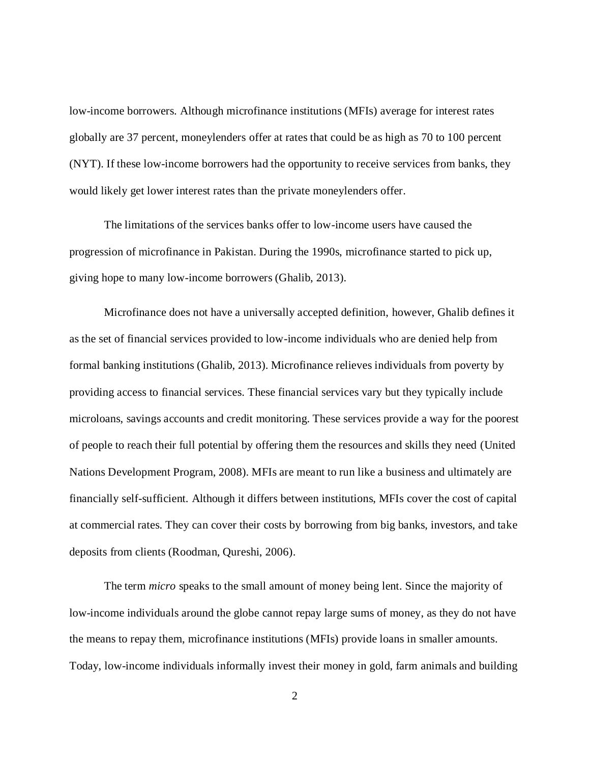low-income borrowers. Although microfinance institutions (MFIs) average for interest rates globally are 37 percent, moneylenders offer at rates that could be as high as 70 to 100 percent (NYT). If these low-income borrowers had the opportunity to receive services from banks, they would likely get lower interest rates than the private moneylenders offer.

The limitations of the services banks offer to low-income users have caused the progression of microfinance in Pakistan. During the 1990s, microfinance started to pick up, giving hope to many low-income borrowers (Ghalib, 2013).

Microfinance does not have a universally accepted definition, however, Ghalib defines it as the set of financial services provided to low-income individuals who are denied help from formal banking institutions (Ghalib, 2013). Microfinance relieves individuals from poverty by providing access to financial services. These financial services vary but they typically include microloans, savings accounts and credit monitoring. These services provide a way for the poorest of people to reach their full potential by offering them the resources and skills they need (United Nations Development Program, 2008). MFIs are meant to run like a business and ultimately are financially self-sufficient. Although it differs between institutions, MFIs cover the cost of capital at commercial rates. They can cover their costs by borrowing from big banks, investors, and take deposits from clients (Roodman, Qureshi, 2006).

The term *micro* speaks to the small amount of money being lent. Since the majority of low-income individuals around the globe cannot repay large sums of money, as they do not have the means to repay them, microfinance institutions (MFIs) provide loans in smaller amounts. Today, low-income individuals informally invest their money in gold, farm animals and building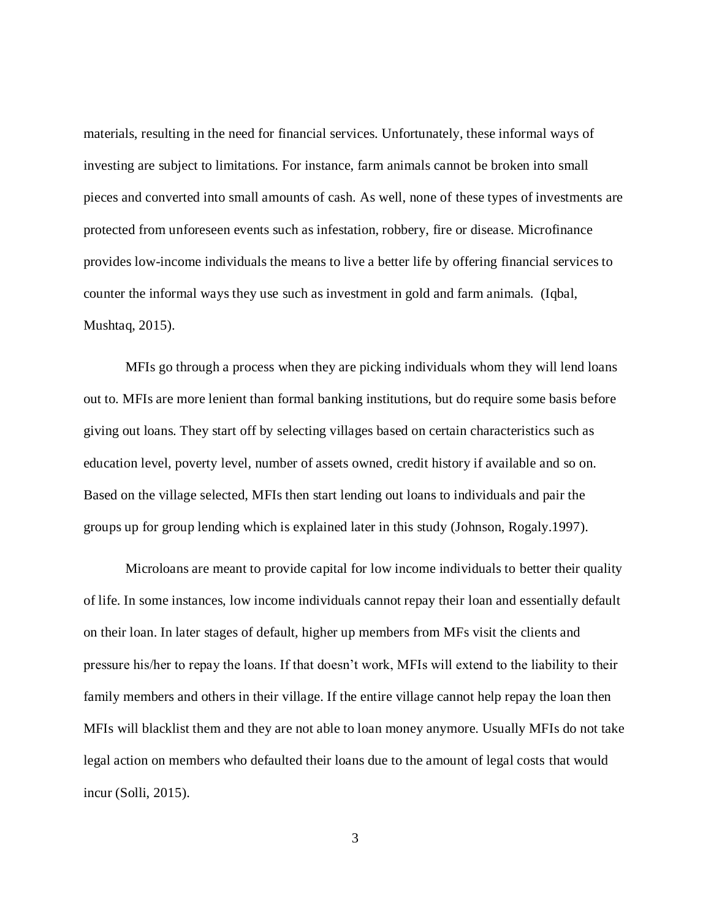materials, resulting in the need for financial services. Unfortunately, these informal ways of investing are subject to limitations. For instance, farm animals cannot be broken into small pieces and converted into small amounts of cash. As well, none of these types of investments are protected from unforeseen events such as infestation, robbery, fire or disease. Microfinance provides low-income individuals the means to live a better life by offering financial services to counter the informal ways they use such as investment in gold and farm animals. (Iqbal, Mushtaq, 2015).

MFIs go through a process when they are picking individuals whom they will lend loans out to. MFIs are more lenient than formal banking institutions, but do require some basis before giving out loans. They start off by selecting villages based on certain characteristics such as education level, poverty level, number of assets owned, credit history if available and so on. Based on the village selected, MFIs then start lending out loans to individuals and pair the groups up for group lending which is explained later in this study (Johnson, Rogaly.1997).

Microloans are meant to provide capital for low income individuals to better their quality of life. In some instances, low income individuals cannot repay their loan and essentially default on their loan. In later stages of default, higher up members from MFs visit the clients and pressure his/her to repay the loans. If that doesn't work, MFIs will extend to the liability to their family members and others in their village. If the entire village cannot help repay the loan then MFIs will blacklist them and they are not able to loan money anymore. Usually MFIs do not take legal action on members who defaulted their loans due to the amount of legal costs that would incur (Solli, 2015).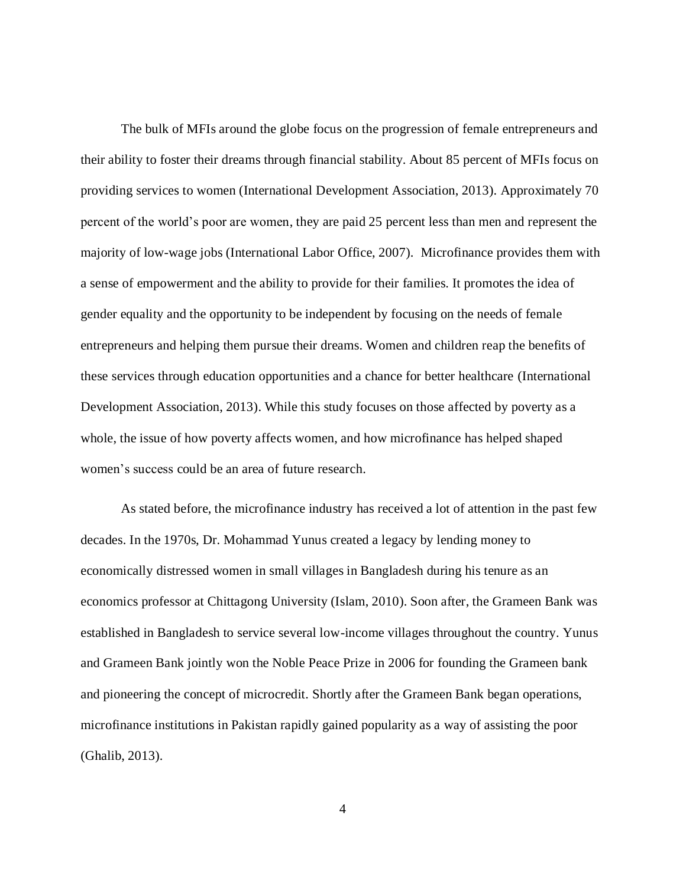The bulk of MFIs around the globe focus on the progression of female entrepreneurs and their ability to foster their dreams through financial stability. About 85 percent of MFIs focus on providing services to women (International Development Association, 2013). Approximately 70 percent of the world's poor are women, they are paid 25 percent less than men and represent the majority of low-wage jobs (International Labor Office, 2007). Microfinance provides them with a sense of empowerment and the ability to provide for their families. It promotes the idea of gender equality and the opportunity to be independent by focusing on the needs of female entrepreneurs and helping them pursue their dreams. Women and children reap the benefits of these services through education opportunities and a chance for better healthcare (International Development Association, 2013). While this study focuses on those affected by poverty as a whole, the issue of how poverty affects women, and how microfinance has helped shaped women's success could be an area of future research.

As stated before, the microfinance industry has received a lot of attention in the past few decades. In the 1970s, Dr. Mohammad Yunus created a legacy by lending money to economically distressed women in small villages in Bangladesh during his tenure as an economics professor at Chittagong University (Islam, 2010). Soon after, the Grameen Bank was established in Bangladesh to service several low-income villages throughout the country. Yunus and Grameen Bank jointly won the Noble Peace Prize in 2006 for founding the Grameen bank and pioneering the concept of microcredit. Shortly after the Grameen Bank began operations, microfinance institutions in Pakistan rapidly gained popularity as a way of assisting the poor (Ghalib, 2013).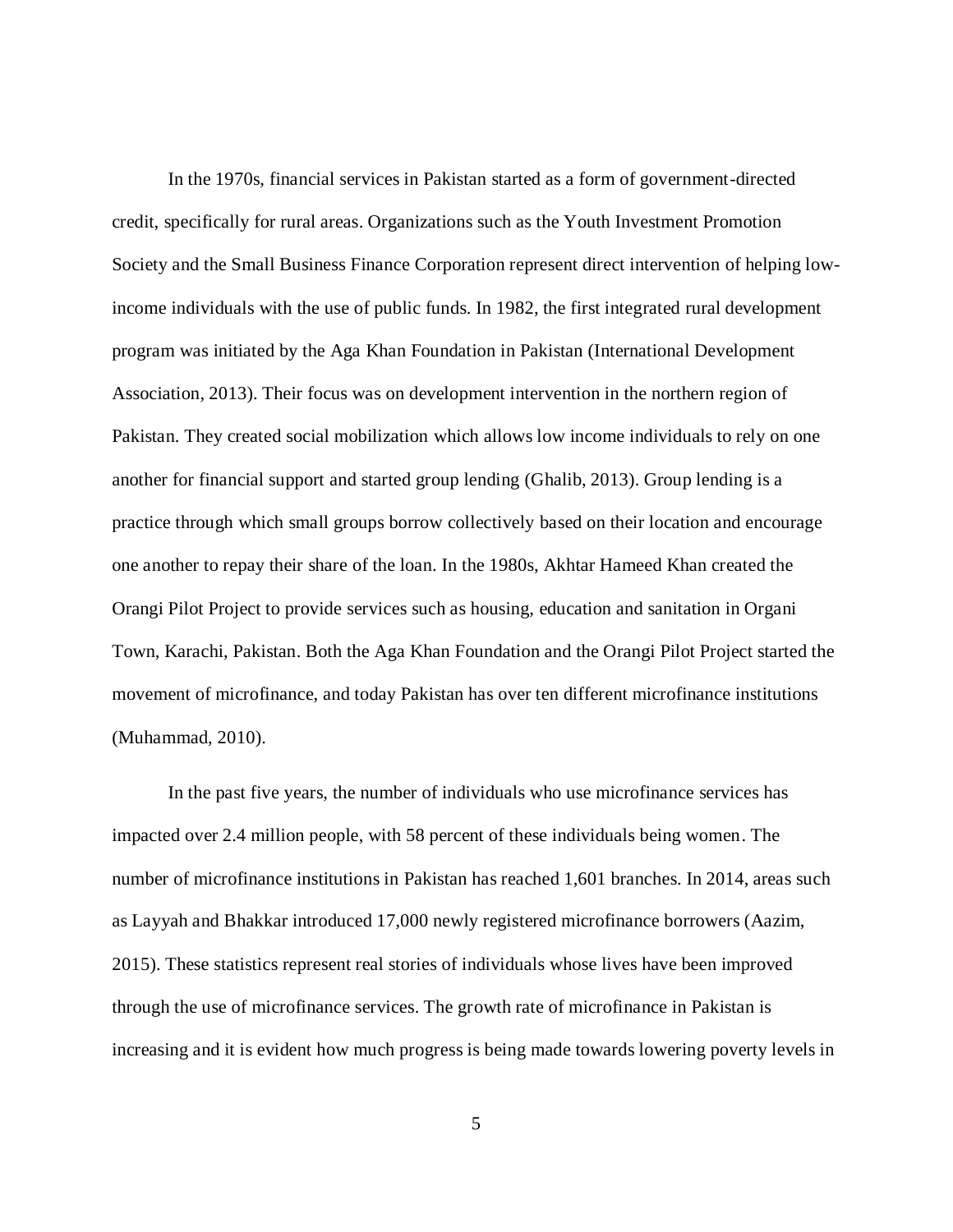In the 1970s, financial services in Pakistan started as a form of government-directed credit, specifically for rural areas. Organizations such as the Youth Investment Promotion Society and the Small Business Finance Corporation represent direct intervention of helping low-income individuals with the use of public funds. In 1982, the first integrated rural development program was initiated by the Aga Khan Foundation in Pakistan (International Development Association, 2013). Their focus was on development intervention in the northern region of Pakistan. They created social mobilization which allows low income individuals to rely on one another for financial support and started group lending (Ghalib, 2013). Group lending is a practice through which small groups borrow collectively based on their location and encourage one another to repay their share of the loan. In the 1980s, Akhtar Hameed Khan created the Orangi Pilot Project to provide services such as housing, education and sanitation in Organi Town, Karachi, Pakistan. Both the Aga Khan Foundation and the Orangi Pilot Project started the movement of microfinance, and today Pakistan has over ten different microfinance institutions (Muhammad, 2010).

In the past five years, the number of individuals who use microfinance services has impacted over 2.4 million people, with 58 percent of these individuals being women. The number of microfinance institutions in Pakistan has reached 1,601 branches. In 2014, areas such as Layyah and Bhakkar introduced 17,000 newly registered microfinance borrowers (Aazim, 2015). These statistics represent real stories of individuals whose lives have been improved through the use of microfinance services. The growth rate of microfinance in Pakistan is increasing and it is evident how much progress is being made towards lowering poverty levels in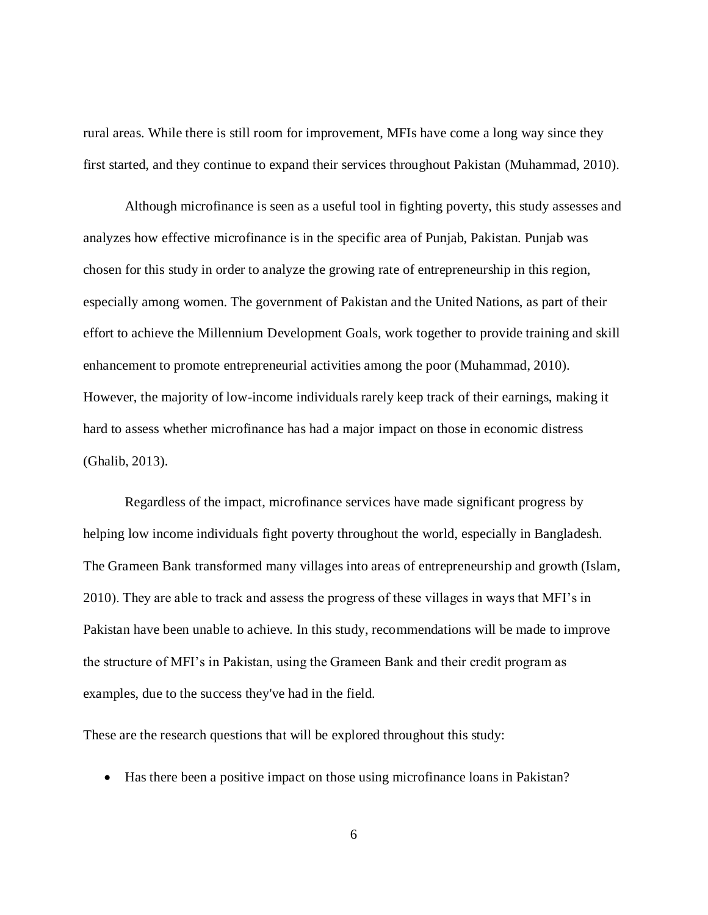rural areas. While there is still room for improvement, MFIs have come a long way since they first started, and they continue to expand their services throughout Pakistan (Muhammad, 2010).

Although microfinance is seen as a useful tool in fighting poverty, this study assesses and analyzes how effective microfinance is in the specific area of Punjab, Pakistan. Punjab was chosen for this study in order to analyze the growing rate of entrepreneurship in this region, especially among women. The government of Pakistan and the United Nations, as part of their effort to achieve the Millennium Development Goals, work together to provide training and skill enhancement to promote entrepreneurial activities among the poor (Muhammad, 2010). However, the majority of low-income individuals rarely keep track of their earnings, making it hard to assess whether microfinance has had a major impact on those in economic distress (Ghalib, 2013).

Regardless of the impact, microfinance services have made significant progress by helping low income individuals fight poverty throughout the world, especially in Bangladesh. The Grameen Bank transformed many villages into areas of entrepreneurship and growth (Islam, 2010). They are able to track and assess the progress of these villages in ways that MFI's in Pakistan have been unable to achieve. In this study, recommendations will be made to improve the structure of MFI's in Pakistan, using the Grameen Bank and their credit program as examples, due to the success they've had in the field.

These are the research questions that will be explored throughout this study:

- Has there been a positive impact on those using microfinance loans in Pakistan?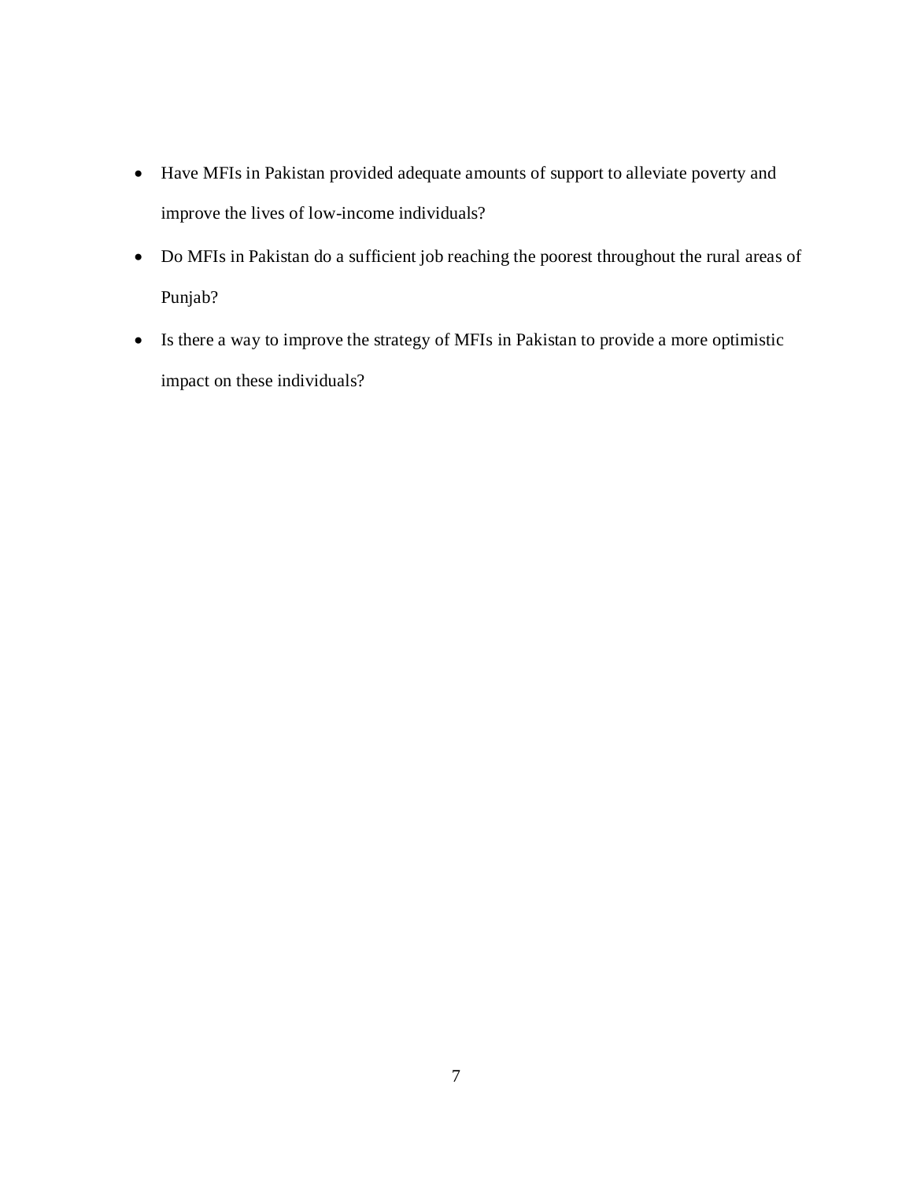- Have MFIs in Pakistan provided adequate amounts of support to alleviate poverty and improve the lives of low-income individuals?
- Do MFIs in Pakistan do a sufficient job reaching the poorest throughout the rural areas of Punjab?
- Is there a way to improve the strategy of MFIs in Pakistan to provide a more optimistic impact on these individuals?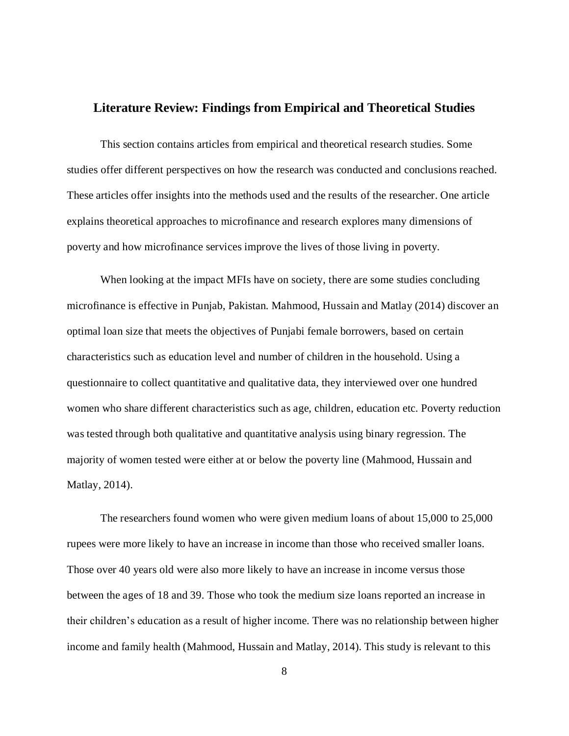## Literature Review: Findings from Empirical and Theoretical Studies

This section contains articles from empirical and theoretical research studies. Some studies offer different perspectives on how the research was conducted and conclusions reached. These articles offer insights into the methods used and the results of the researcher. One article explains theoretical approaches to microfinance and research explores many dimensions of poverty and how microfinance services improve the lives of those living in poverty.

When looking at the impact MFIs have on society, there are some studies concluding microfinance is effective in Punjab, Pakistan. Mahmood, Hussain and Matlay (2014) discover an optimal loan size that meets the objectives of Punjabi female borrowers, based on certain characteristics such as education level and number of children in the household. Using a questionnaire to collect quantitative and qualitative data, they interviewed over one hundred women who share different characteristics such as age, children, education etc. Poverty reduction was tested through both qualitative and quantitative analysis using binary regression. The majority of women tested were either at or below the poverty line (Mahmood, Hussain and Matlay, 2014).

The researchers found women who were given medium loans of about 15,000 to 25,000 rupees were more likely to have an increase in income than those who received smaller loans. Those over 40 years old were also more likely to have an increase in income versus those between the ages of 18 and 39. Those who took the medium size loans reported an increase in their children's education as a result of higher income. There was no relationship between higher income and family health (Mahmood, Hussain and Matlay, 2014). This study is relevant to this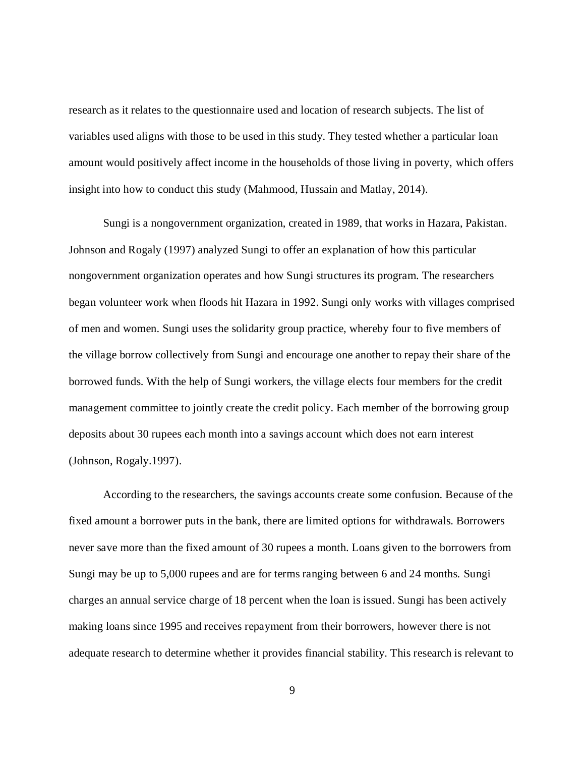research as it relates to the questionnaire used and location of research subjects. The list of variables used aligns with those to be used in this study. They tested whether a particular loan amount would positively affect income in the households of those living in poverty, which offers insight into how to conduct this study (Mahmood, Hussain and Matlay, 2014).

Sungi is a nongovernment organization, created in 1989, that works in Hazara, Pakistan. Johnson and Rogaly (1997) analyzed Sungi to offer an explanation of how this particular nongovernment organization operates and how Sungi structures its program. The researchers began volunteer work when floods hit Hazara in 1992. Sungi only works with villages comprised of men and women. Sungi uses the solidarity group practice, whereby four to five members of the village borrow collectively from Sungi and encourage one another to repay their share of the borrowed funds. With the help of Sungi workers, the village elects four members for the credit management committee to jointly create the credit policy. Each member of the borrowing group deposits about 30 rupees each month into a savings account which does not earn interest (Johnson, Rogaly.1997).

According to the researchers, the savings accounts create some confusion. Because of the fixed amount a borrower puts in the bank, there are limited options for withdrawals. Borrowers never save more than the fixed amount of 30 rupees a month. Loans given to the borrowers from Sungi may be up to 5,000 rupees and are for terms ranging between 6 and 24 months. Sungi charges an annual service charge of 18 percent when the loan is issued. Sungi has been actively making loans since 1995 and receives repayment from their borrowers, however there is not adequate research to determine whether it provides financial stability. This research is relevant to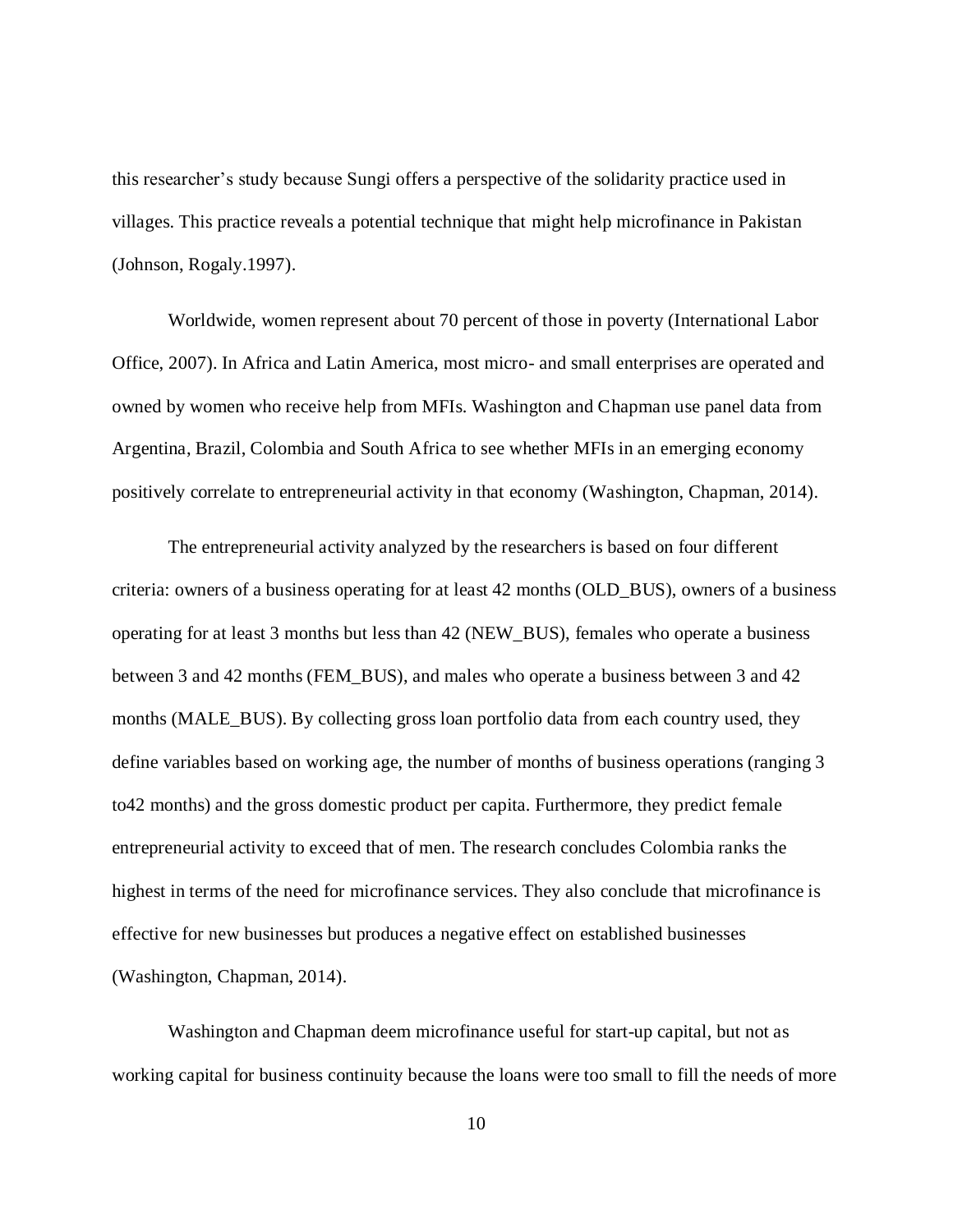this researcher's study because Sungi offers a perspective of the solidarity practice used in villages. This practice reveals a potential technique that might help microfinance in Pakistan (Johnson, Rogaly.1997).

Worldwide, women represent about 70 percent of those in poverty (International Labor Office, 2007). In Africa and Latin America, most micro- and small enterprises are operated and owned by women who receive help from MFIs. Washington and Chapman use panel data from Argentina, Brazil, Colombia and South Africa to see whether MFIs in an emerging economy positively correlate to entrepreneurial activity in that economy (Washington, Chapman, 2014).

The entrepreneurial activity analyzed by the researchers is based on four different criteria: owners of a business operating for at least 42 months (OLD_BUS), owners of a business operating for at least 3 months but less than 42 (NEW_BUS), females who operate a business between 3 and 42 months (FEM_BUS), and males who operate a business between 3 and 42 months (MALE_BUS). By collecting gross loan portfolio data from each country used, they define variables based on working age, the number of months of business operations (ranging 3 to42 months) and the gross domestic product per capita. Furthermore, they predict female entrepreneurial activity to exceed that of men. The research concludes Colombia ranks the highest in terms of the need for microfinance services. They also conclude that microfinance is effective for new businesses but produces a negative effect on established businesses (Washington, Chapman, 2014).

Washington and Chapman deem microfinance useful for start-up capital, but not as working capital for business continuity because the loans were too small to fill the needs of more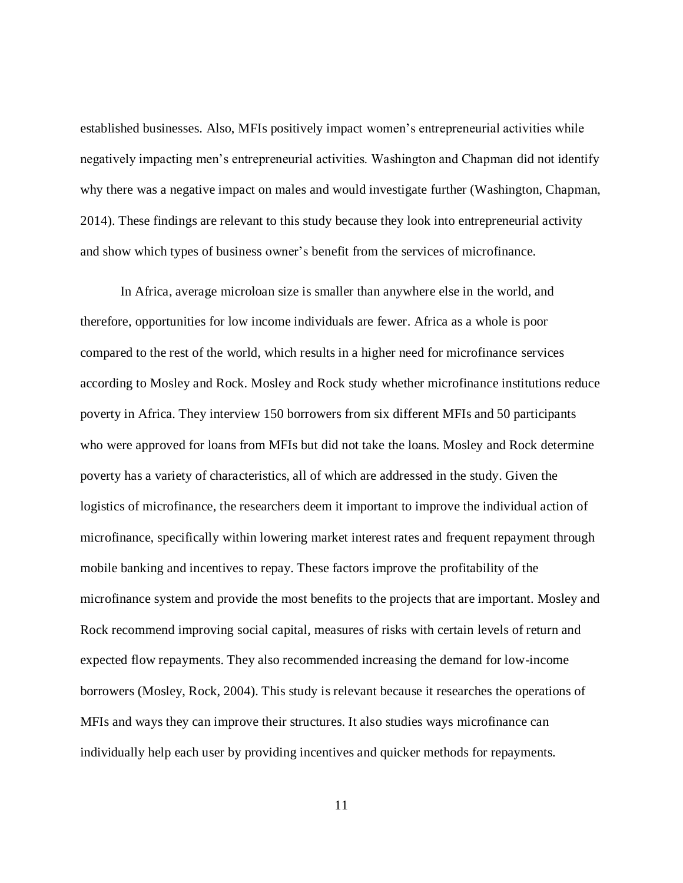established businesses. Also, MFIs positively impact women's entrepreneurial activities while negatively impacting men's entrepreneurial activities. Washington and Chapman did not identify why there was a negative impact on males and would investigate further (Washington, Chapman, 2014). These findings are relevant to this study because they look into entrepreneurial activity and show which types of business owner's benefit from the services of microfinance.

In Africa, average microloan size is smaller than anywhere else in the world, and therefore, opportunities for low income individuals are fewer. Africa as a whole is poor compared to the rest of the world, which results in a higher need for microfinance services according to Mosley and Rock. Mosley and Rock study whether microfinance institutions reduce poverty in Africa. They interview 150 borrowers from six different MFIs and 50 participants who were approved for loans from MFIs but did not take the loans. Mosley and Rock determine poverty has a variety of characteristics, all of which are addressed in the study. Given the logistics of microfinance, the researchers deem it important to improve the individual action of microfinance, specifically within lowering market interest rates and frequent repayment through mobile banking and incentives to repay. These factors improve the profitability of the microfinance system and provide the most benefits to the projects that are important. Mosley and Rock recommend improving social capital, measures of risks with certain levels of return and expected flow repayments. They also recommended increasing the demand for low-income borrowers (Mosley, Rock, 2004). This study is relevant because it researches the operations of MFIs and ways they can improve their structures. It also studies ways microfinance can individually help each user by providing incentives and quicker methods for repayments.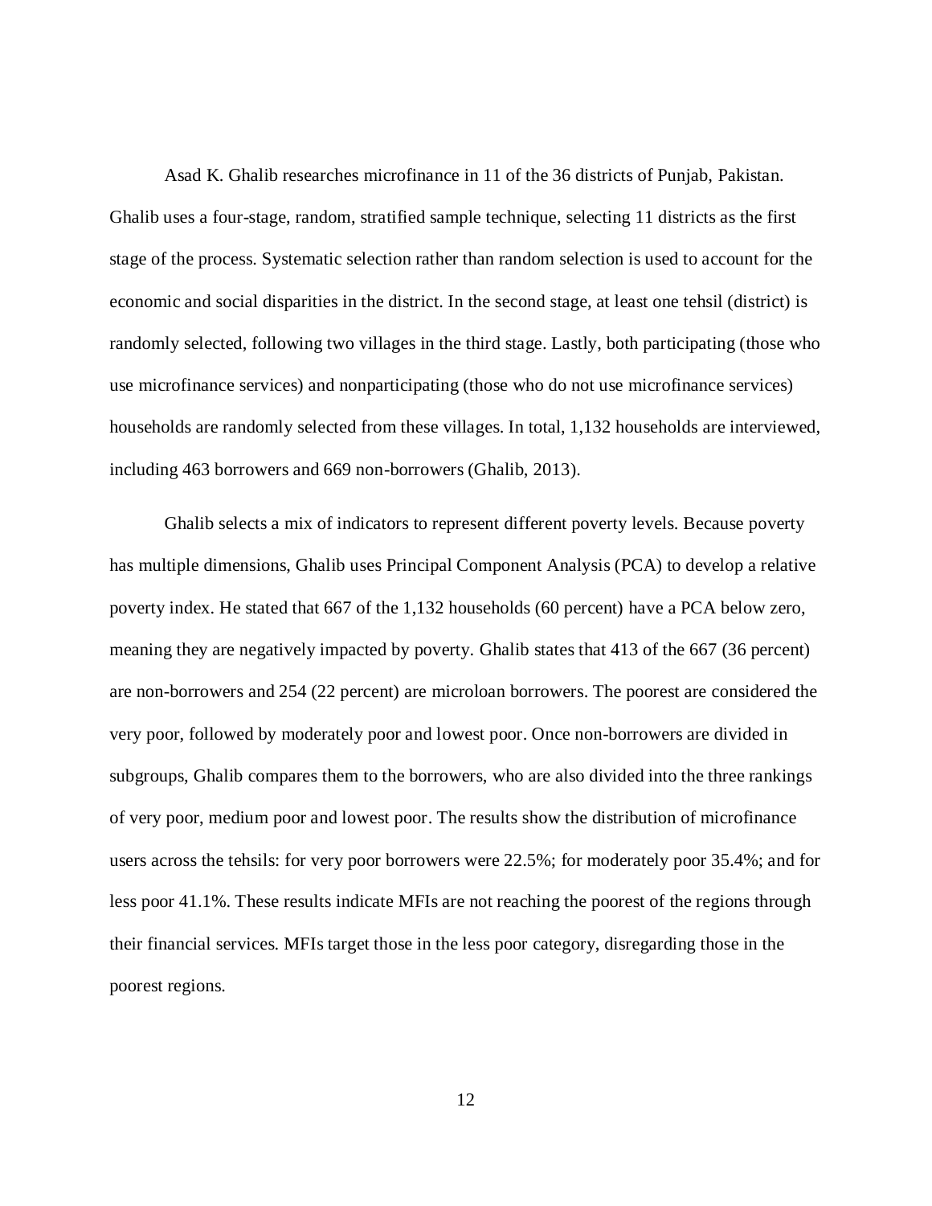Asad K. Ghalib researches microfinance in 11 of the 36 districts of Punjab, Pakistan. Ghalib uses a four-stage, random, stratified sample technique, selecting 11 districts as the first stage of the process. Systematic selection rather than random selection is used to account for the economic and social disparities in the district. In the second stage, at least one tehsil (district) is randomly selected, following two villages in the third stage. Lastly, both participating (those who use microfinance services) and nonparticipating (those who do not use microfinance services) households are randomly selected from these villages. In total, 1,132 households are interviewed, including 463 borrowers and 669 non-borrowers (Ghalib, 2013).

Ghalib selects a mix of indicators to represent different poverty levels. Because poverty has multiple dimensions, Ghalib uses Principal Component Analysis (PCA) to develop a relative poverty index. He stated that 667 of the 1,132 households (60 percent) have a PCA below zero, meaning they are negatively impacted by poverty. Ghalib states that 413 of the 667 (36 percent) are non-borrowers and 254 (22 percent) are microloan borrowers. The poorest are considered the very poor, followed by moderately poor and lowest poor. Once non-borrowers are divided in subgroups, Ghalib compares them to the borrowers, who are also divided into the three rankings of very poor, medium poor and lowest poor. The results show the distribution of microfinance users across the tehsils: for very poor borrowers were 22.5%; for moderately poor 35.4%; and for less poor 41.1%. These results indicate MFIs are not reaching the poorest of the regions through their financial services. MFIs target those in the less poor category, disregarding those in the poorest regions.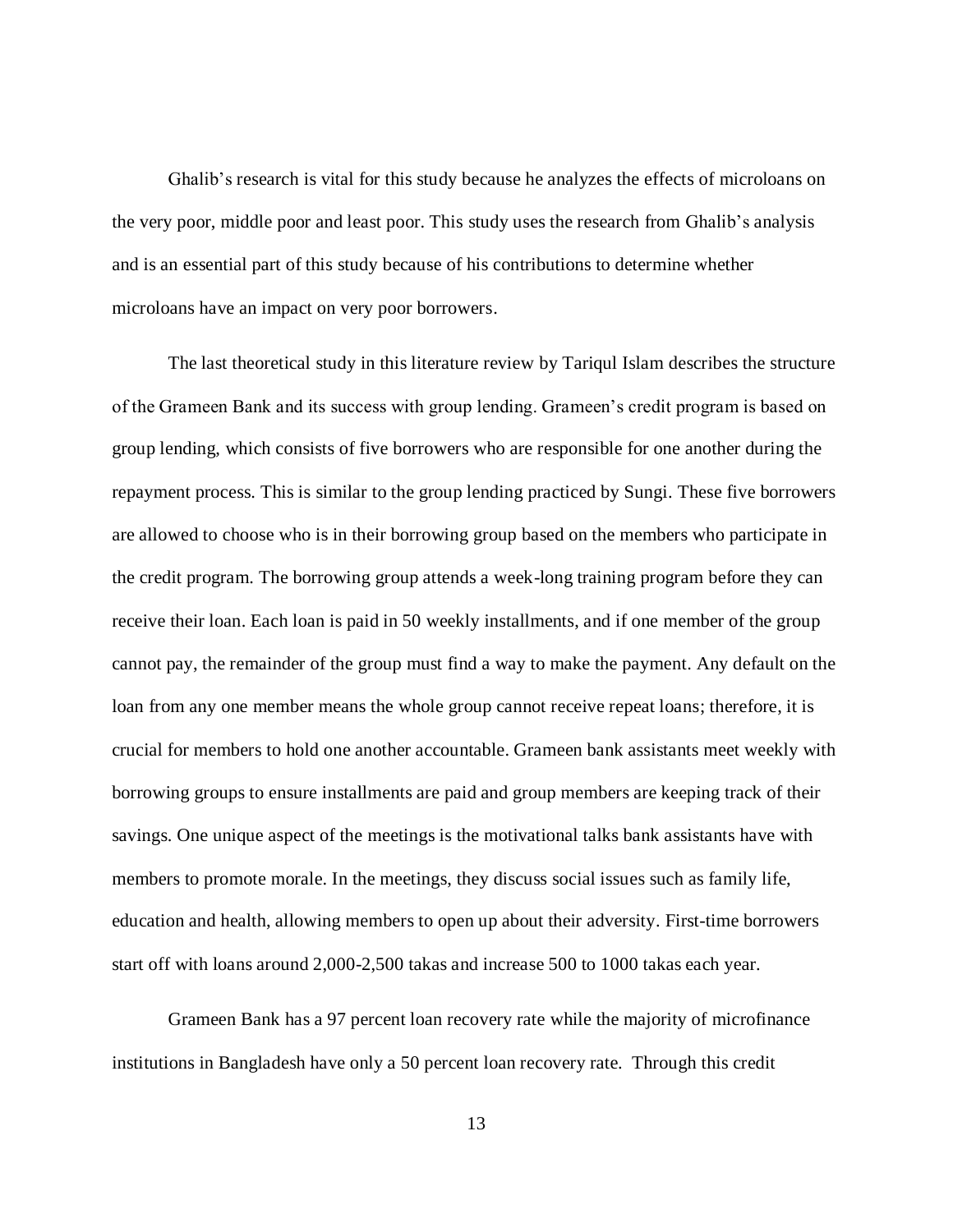Ghalib's research is vital for this study because he analyzes the effects of microloans on the very poor, middle poor and least poor. This study uses the research from Ghalib's analysis and is an essential part of this study because of his contributions to determine whether microloans have an impact on very poor borrowers.

The last theoretical study in this literature review by Tariqul Islam describes the structure of the Grameen Bank and its success with group lending. Grameen's credit program is based on group lending, which consists of five borrowers who are responsible for one another during the repayment process. This is similar to the group lending practiced by Sungi. These five borrowers are allowed to choose who is in their borrowing group based on the members who participate in the credit program. The borrowing group attends a week-long training program before they can receive their loan. Each loan is paid in 50 weekly installments, and if one member of the group cannot pay, the remainder of the group must find a way to make the payment. Any default on the loan from any one member means the whole group cannot receive repeat loans; therefore, it is crucial for members to hold one another accountable. Grameen bank assistants meet weekly with borrowing groups to ensure installments are paid and group members are keeping track of their savings. One unique aspect of the meetings is the motivational talks bank assistants have with members to promote morale. In the meetings, they discuss social issues such as family life, education and health, allowing members to open up about their adversity. First-time borrowers start off with loans around 2,000-2,500 takas and increase 500 to 1000 takas each year.

Grameen Bank has a 97 percent loan recovery rate while the majority of microfinance institutions in Bangladesh have only a 50 percent loan recovery rate. Through this credit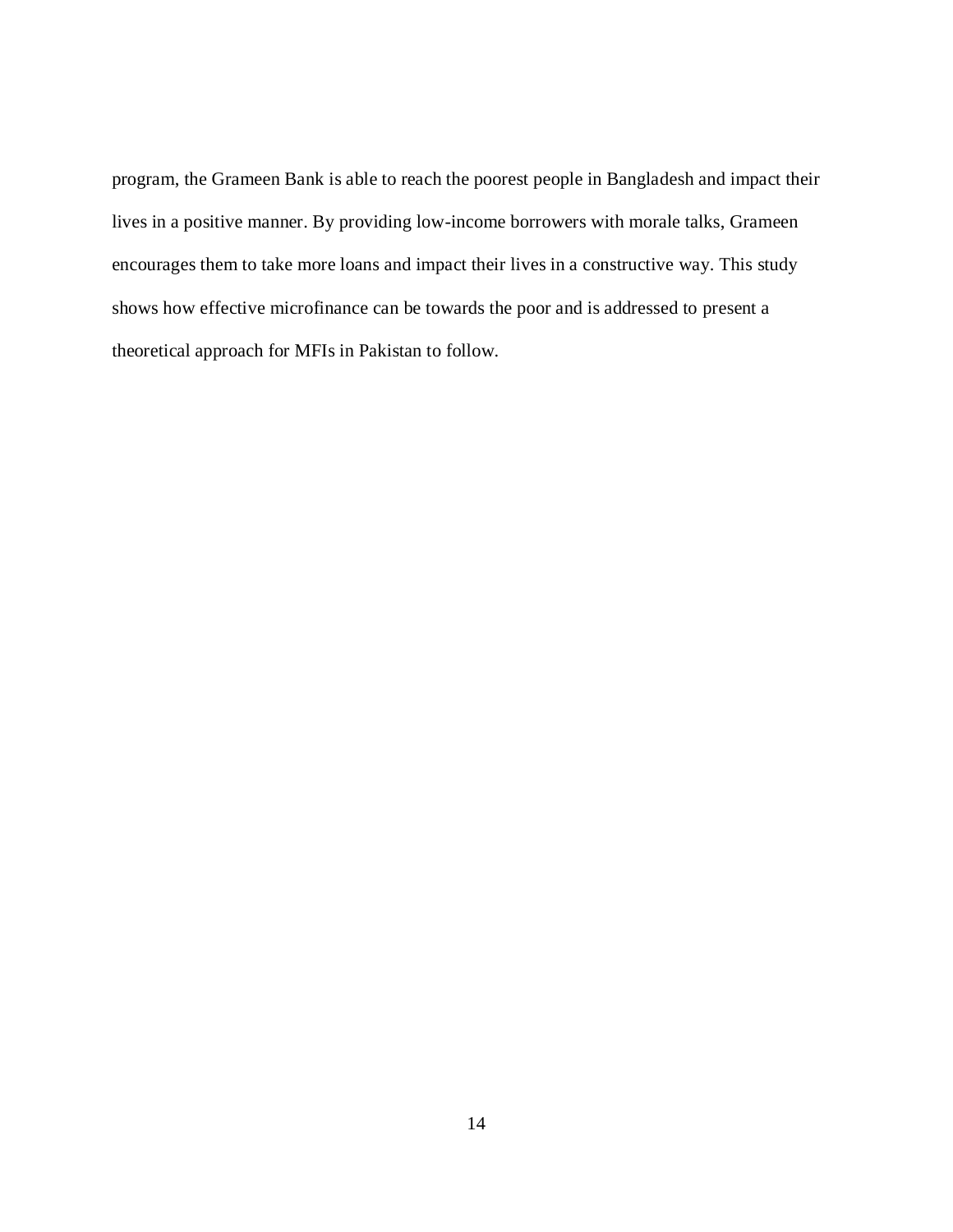program, the Grameen Bank is able to reach the poorest people in Bangladesh and impact their lives in a positive manner. By providing low-income borrowers with morale talks, Grameen encourages them to take more loans and impact their lives in a constructive way. This study shows how effective microfinance can be towards the poor and is addressed to present a theoretical approach for MFIs in Pakistan to follow.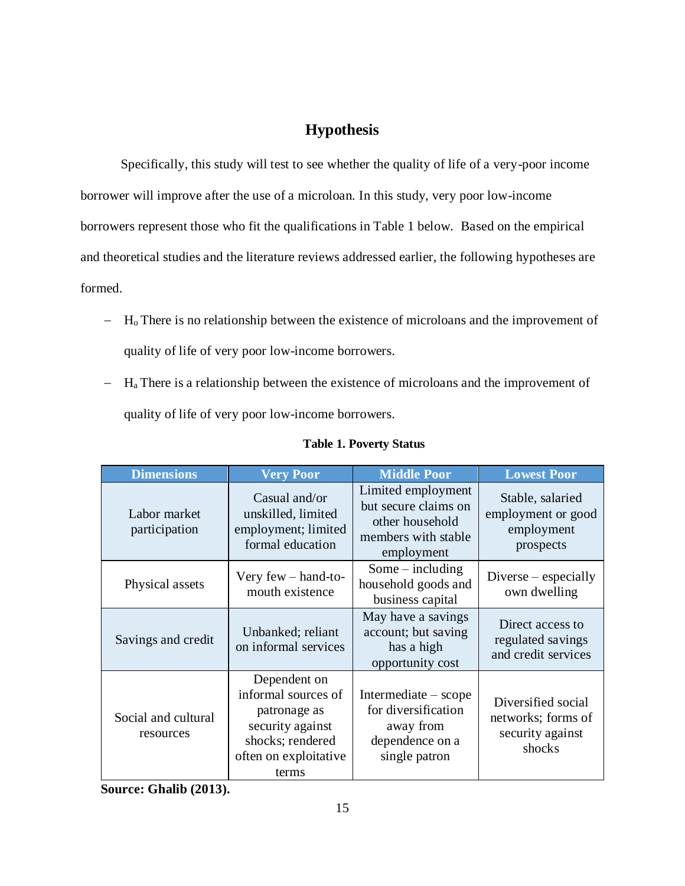## Hypothesis

Specifically, this study will test to see whether the quality of life of a very-poor income borrower will improve after the use of a microloan. In this study, very poor low-income borrowers represent those who fit the qualifications in Table 1 below. Based on the empirical and theoretical studies and the literature reviews addressed earlier, the following hypotheses are formed.

- $H_o$ There is no relationship between the existence of microloans and the improvement of quality of life of very poor low-income borrowers.
- $H_a$ There is a relationship between the existence of microloans and the improvement of quality of life of very poor low-income borrowers.

**Table 1. Poverty Status**

| Dimensions | Very Poor | Middle Poor | Lowest Poor |
|---|---|---|---|
| Labor market participation | Casual and/or unskilled, limited employment; limited formal education | Limited employment but secure claims on other household members with stable employment | Stable, salaried employment or good employment prospects |
| Physical assets | Very few – hand-to-mouth existence | Some – including household goods and business capital | Diverse – especially own dwelling |
| Savings and credit | Unbanked; reliant on informal services | May have a savings account; but saving has a high opportunity cost | Direct access to regulated savings and credit services |
| Social and cultural resources | Dependent on informal sources of patronage as security against shocks; rendered often on exploitative terms | Intermediate – scope for diversification away from dependence on a single patron | Diversified social networks; forms of security against shocks |

**Source: Ghalib (2013).**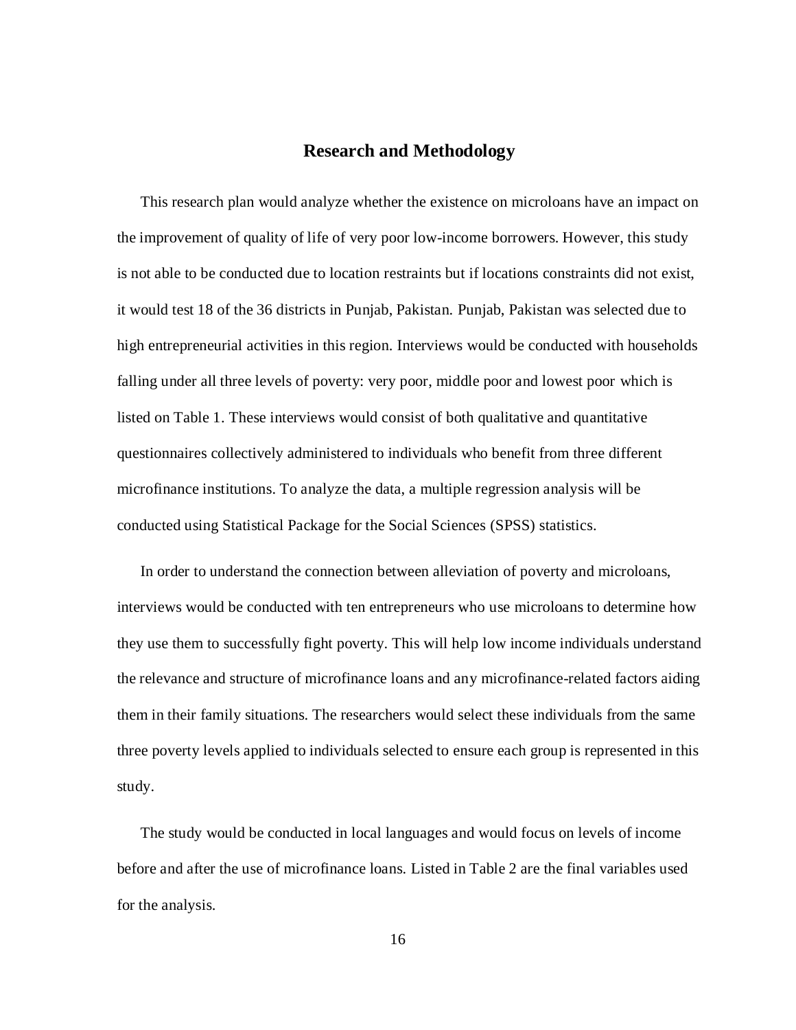## Research and Methodology

This research plan would analyze whether the existence on microloans have an impact on the improvement of quality of life of very poor low-income borrowers. However, this study is not able to be conducted due to location restraints but if locations constraints did not exist, it would test 18 of the 36 districts in Punjab, Pakistan. Punjab, Pakistan was selected due to high entrepreneurial activities in this region. Interviews would be conducted with households falling under all three levels of poverty: very poor, middle poor and lowest poor which is listed on Table 1. These interviews would consist of both qualitative and quantitative questionnaires collectively administered to individuals who benefit from three different microfinance institutions. To analyze the data, a multiple regression analysis will be conducted using Statistical Package for the Social Sciences (SPSS) statistics.

In order to understand the connection between alleviation of poverty and microloans, interviews would be conducted with ten entrepreneurs who use microloans to determine how they use them to successfully fight poverty. This will help low income individuals understand the relevance and structure of microfinance loans and any microfinance-related factors aiding them in their family situations. The researchers would select these individuals from the same three poverty levels applied to individuals selected to ensure each group is represented in this study.

The study would be conducted in local languages and would focus on levels of income before and after the use of microfinance loans. Listed in Table 2 are the final variables used for the analysis.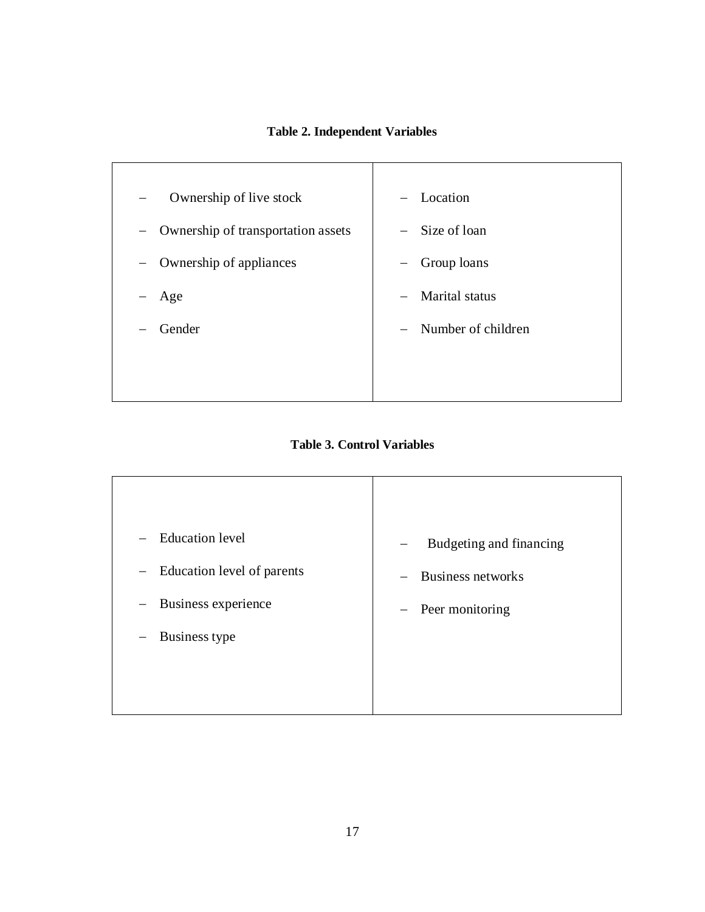**Table 2. Independent Variables**

| | |
|---|---|
| – Ownership of live stock<br>– Ownership of transportation assets<br>– Ownership of appliances<br>– Age<br>– Gender | – Location<br>– Size of loan<br>– Group loans<br>– Marital status<br>– Number of children |

**Table 3. Control Variables**

| | |
|---|---|
| – Education level<br>– Education level of parents<br>– Business experience<br>– Business type | – Budgeting and financing<br>– Business networks<br>– Peer monitoring |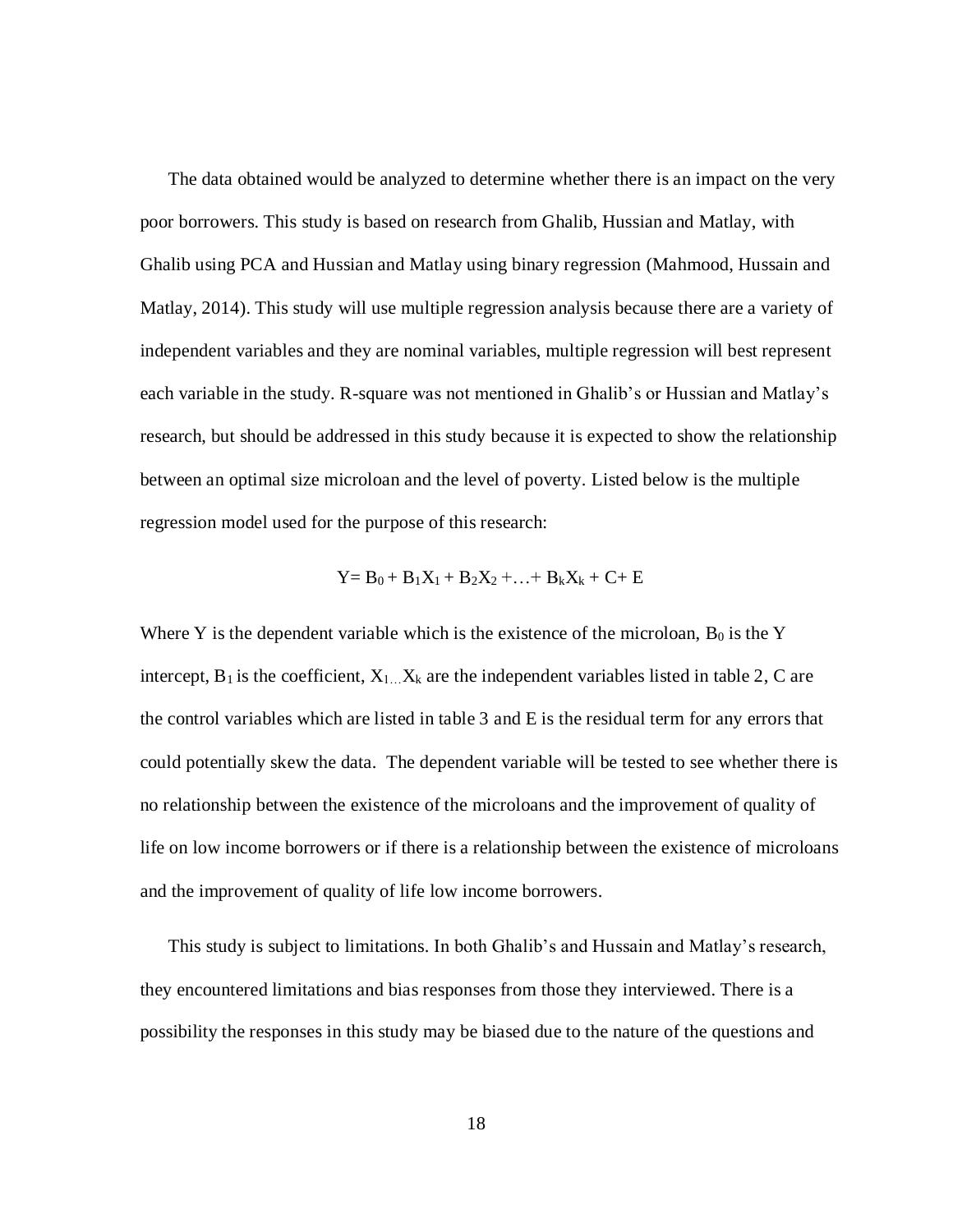The data obtained would be analyzed to determine whether there is an impact on the very poor borrowers. This study is based on research from Ghalib, Hussian and Matlay, with Ghalib using PCA and Hussian and Matlay using binary regression (Mahmood, Hussain and Matlay, 2014). This study will use multiple regression analysis because there are a variety of independent variables and they are nominal variables, multiple regression will best represent each variable in the study. R-square was not mentioned in Ghalib's or Hussian and Matlay's research, but should be addressed in this study because it is expected to show the relationship between an optimal size microloan and the level of poverty. Listed below is the multiple regression model used for the purpose of this research:

$$Y = B_0 + B_1X_1 + B_2X_2 + \ldots + B_kX_k + C + E$$

Where Y is the dependent variable which is the existence of the microloan, $B_0$ is the Y intercept, $B_1$ is the coefficient, $X_{1\ldots}X_k$ are the independent variables listed in table 2, C are the control variables which are listed in table 3 and E is the residual term for any errors that could potentially skew the data. The dependent variable will be tested to see whether there is no relationship between the existence of the microloans and the improvement of quality of life on low income borrowers or if there is a relationship between the existence of microloans and the improvement of quality of life low income borrowers.

This study is subject to limitations. In both Ghalib's and Hussain and Matlay's research, they encountered limitations and bias responses from those they interviewed. There is a possibility the responses in this study may be biased due to the nature of the questions and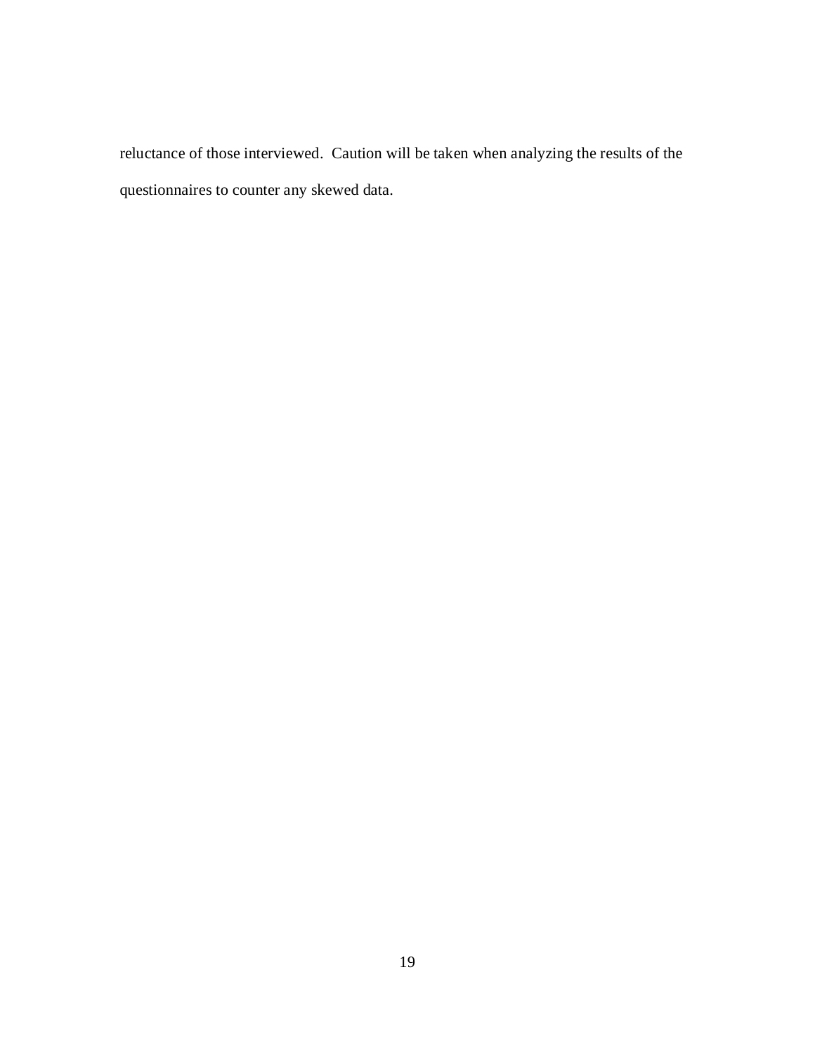reluctance of those interviewed.  Caution will be taken when analyzing the results of the questionnaires to counter any skewed data.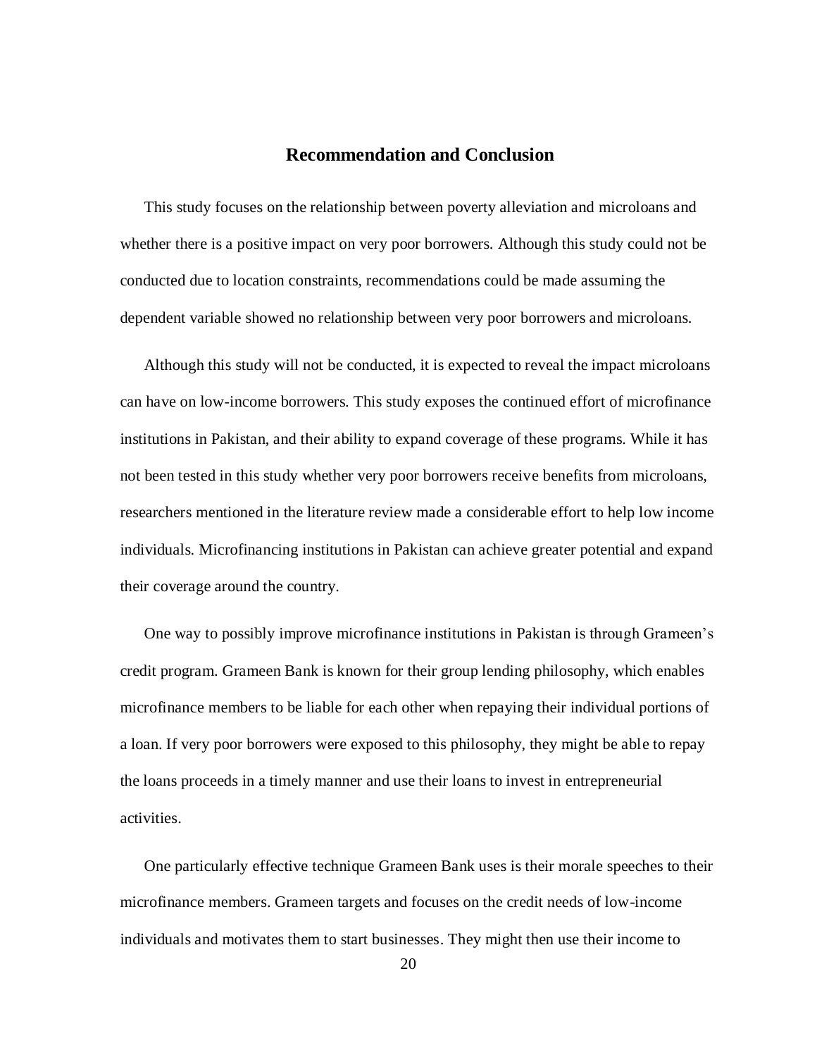## Recommendation and Conclusion

This study focuses on the relationship between poverty alleviation and microloans and whether there is a positive impact on very poor borrowers. Although this study could not be conducted due to location constraints, recommendations could be made assuming the dependent variable showed no relationship between very poor borrowers and microloans.

Although this study will not be conducted, it is expected to reveal the impact microloans can have on low-income borrowers. This study exposes the continued effort of microfinance institutions in Pakistan, and their ability to expand coverage of these programs. While it has not been tested in this study whether very poor borrowers receive benefits from microloans, researchers mentioned in the literature review made a considerable effort to help low income individuals. Microfinancing institutions in Pakistan can achieve greater potential and expand their coverage around the country.

One way to possibly improve microfinance institutions in Pakistan is through Grameen's credit program. Grameen Bank is known for their group lending philosophy, which enables microfinance members to be liable for each other when repaying their individual portions of a loan. If very poor borrowers were exposed to this philosophy, they might be able to repay the loans proceeds in a timely manner and use their loans to invest in entrepreneurial activities.

One particularly effective technique Grameen Bank uses is their morale speeches to their microfinance members. Grameen targets and focuses on the credit needs of low-income individuals and motivates them to start businesses. They might then use their income to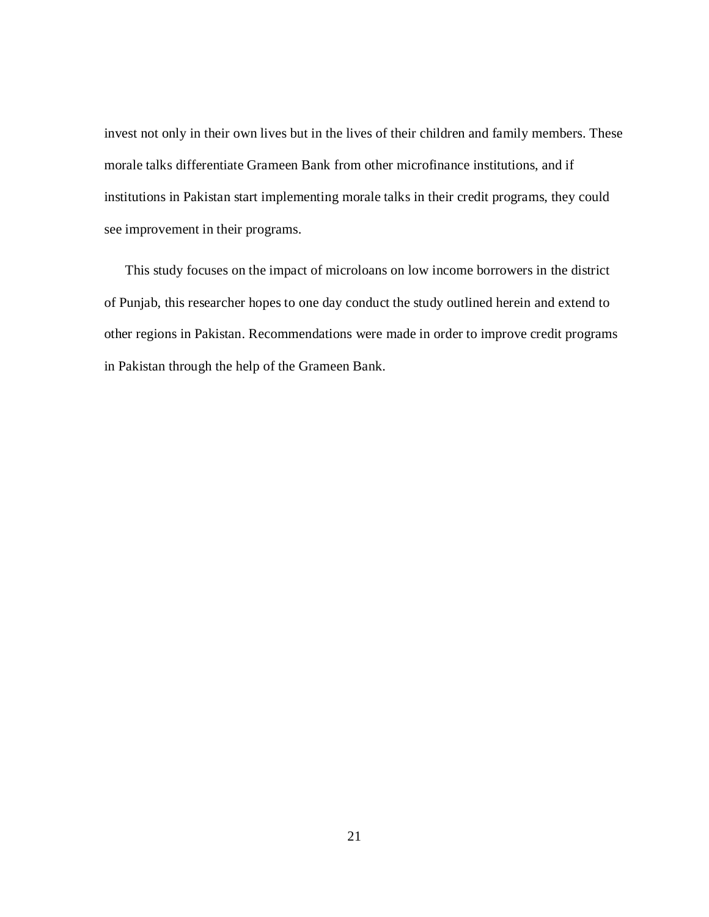invest not only in their own lives but in the lives of their children and family members. These morale talks differentiate Grameen Bank from other microfinance institutions, and if institutions in Pakistan start implementing morale talks in their credit programs, they could see improvement in their programs.

This study focuses on the impact of microloans on low income borrowers in the district of Punjab, this researcher hopes to one day conduct the study outlined herein and extend to other regions in Pakistan. Recommendations were made in order to improve credit programs in Pakistan through the help of the Grameen Bank.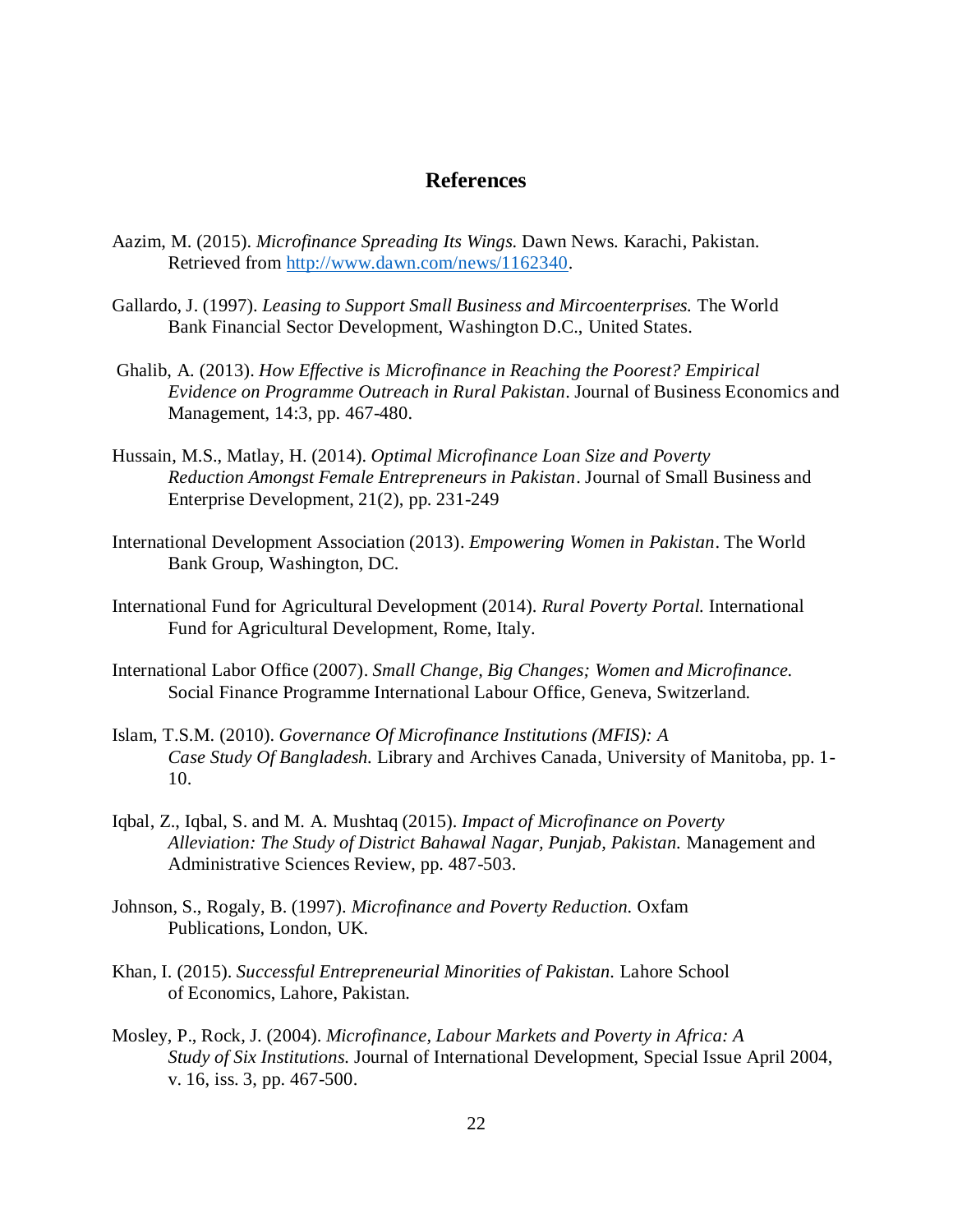## References

Aazim, M. (2015). *Microfinance Spreading Its Wings.* Dawn News. Karachi, Pakistan. Retrieved from [http://www.dawn.com/news/1162340](http://www.dawn.com/news/1162340).

Gallardo, J. (1997). *Leasing to Support Small Business and Mircoenterprises.* The World Bank Financial Sector Development, Washington D.C., United States.

Ghalib, A. (2013). *How Effective is Microfinance in Reaching the Poorest? Empirical Evidence on Programme Outreach in Rural Pakistan*. Journal of Business Economics and Management, 14:3, pp. 467-480.

Hussain, M.S., Matlay, H. (2014). *Optimal Microfinance Loan Size and Poverty Reduction Amongst Female Entrepreneurs in Pakistan*. Journal of Small Business and Enterprise Development, 21(2), pp. 231-249

International Development Association (2013). *Empowering Women in Pakistan*. The World Bank Group, Washington, DC.

International Fund for Agricultural Development (2014). *Rural Poverty Portal.* International Fund for Agricultural Development, Rome, Italy.

International Labor Office (2007). *Small Change, Big Changes; Women and Microfinance.* Social Finance Programme International Labour Office, Geneva, Switzerland.

Islam, T.S.M. (2010). *Governance Of Microfinance Institutions (MFIS): A Case Study Of Bangladesh.* Library and Archives Canada, University of Manitoba, pp. 1-10.

Iqbal, Z., Iqbal, S. and M. A. Mushtaq (2015). *Impact of Microfinance on Poverty Alleviation: The Study of District Bahawal Nagar, Punjab, Pakistan.* Management and Administrative Sciences Review, pp. 487-503.

Johnson, S., Rogaly, B. (1997). *Microfinance and Poverty Reduction.* Oxfam Publications, London, UK.

Khan, I. (2015). *Successful Entrepreneurial Minorities of Pakistan.* Lahore School of Economics, Lahore, Pakistan.

Mosley, P., Rock, J. (2004). *Microfinance, Labour Markets and Poverty in Africa: A Study of Six Institutions.* Journal of International Development, Special Issue April 2004, v. 16, iss. 3, pp. 467-500.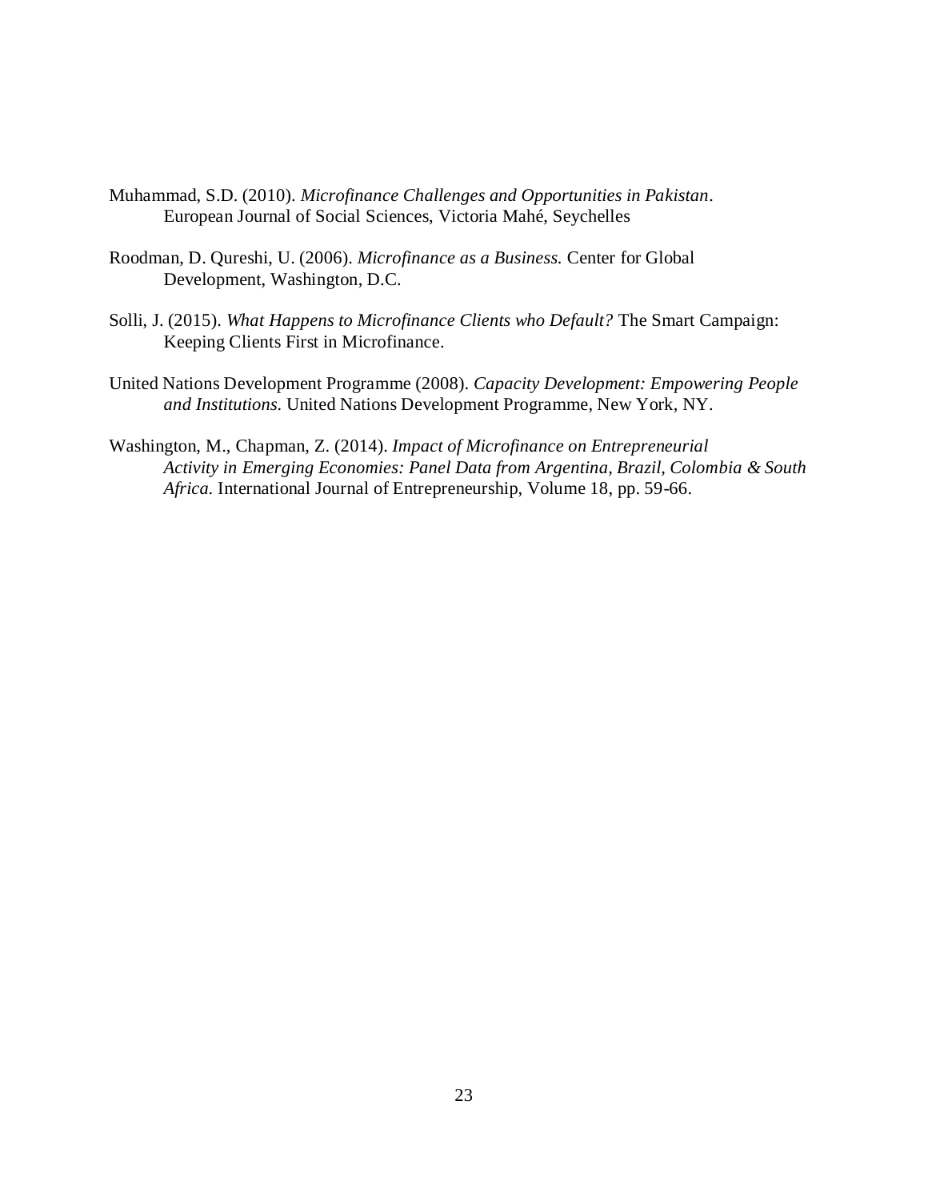Muhammad, S.D. (2010). *Microfinance Challenges and Opportunities in Pakistan*. European Journal of Social Sciences, Victoria Mahé, Seychelles

Roodman, D. Qureshi, U. (2006). *Microfinance as a Business.* Center for Global Development, Washington, D.C.

Solli, J. (2015). *What Happens to Microfinance Clients who Default?* The Smart Campaign: Keeping Clients First in Microfinance.

United Nations Development Programme (2008). *Capacity Development: Empowering People and Institutions.* United Nations Development Programme, New York, NY.

Washington, M., Chapman, Z. (2014). *Impact of Microfinance on Entrepreneurial Activity in Emerging Economies: Panel Data from Argentina, Brazil, Colombia & South Africa.* International Journal of Entrepreneurship, Volume 18, pp. 59-66.